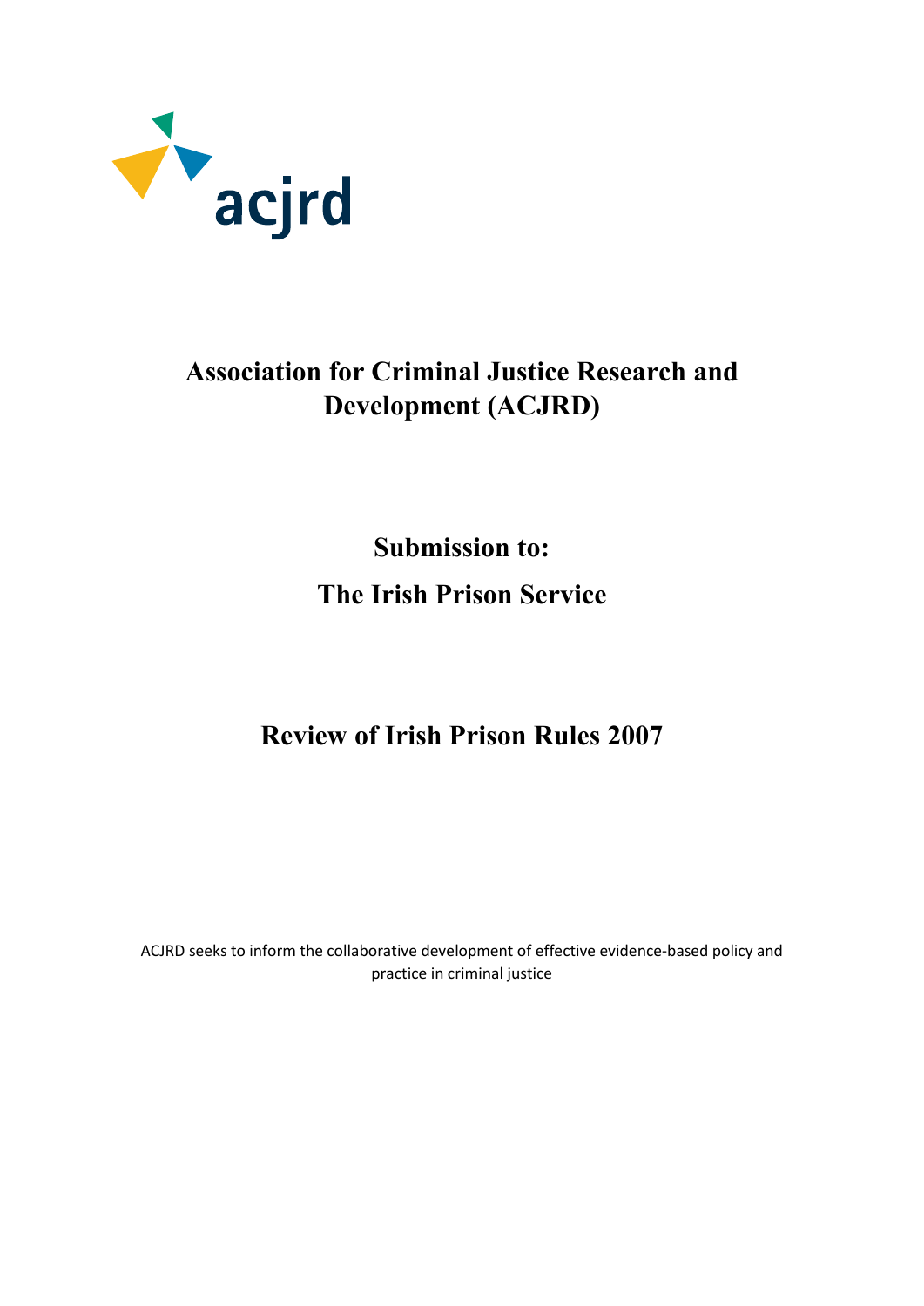acjrd

# Association for Criminal Justice Research and Development (ACJRD)

## Submission to:

## The Irish Prison Service

## Review of Irish Prison Rules 2007

ACJRD seeks to inform the collaborative development of effective evidence-based policy and practice in criminal justice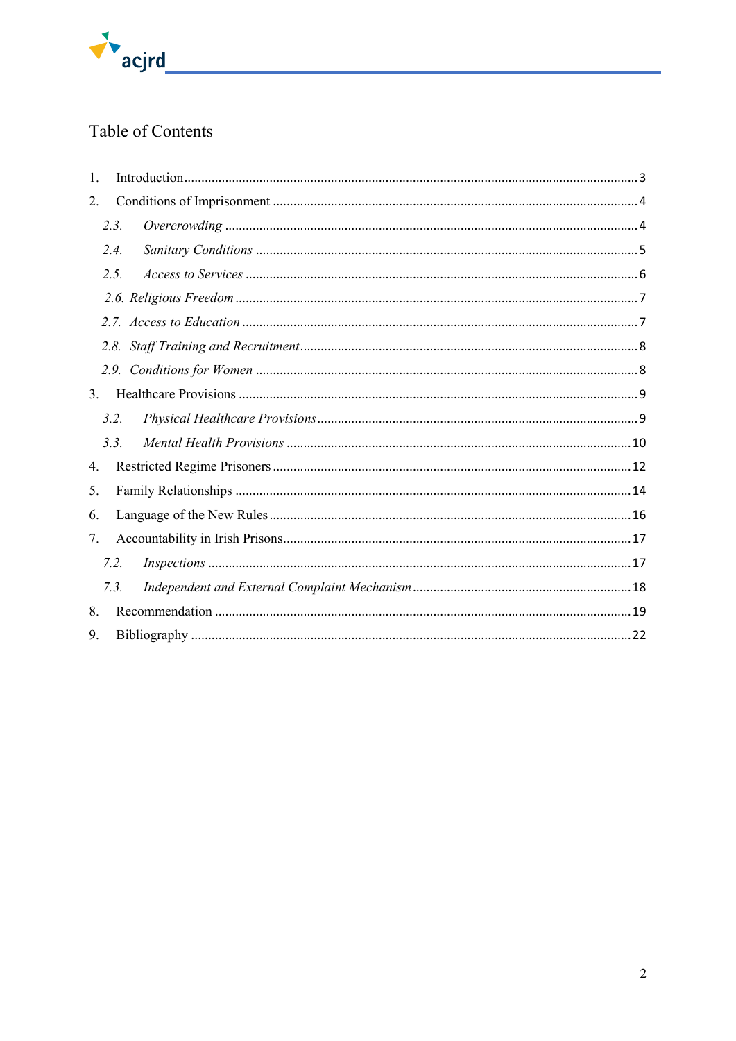## Table of Contents

1. Introduction .................................................. 3
2. Conditions of Imprisonment .................................................. 4
   - *2.3. Overcrowding* .................................................. 4
   - *2.4. Sanitary Conditions* .................................................. 5
   - *2.5. Access to Services* .................................................. 6
   - *2.6. Religious Freedom* .................................................. 7
   - *2.7. Access to Education* .................................................. 7
   - *2.8. Staff Training and Recruitment* .................................................. 8
   - *2.9. Conditions for Women* .................................................. 8
3. Healthcare Provisions .................................................. 9
   - *3.2. Physical Healthcare Provisions* .................................................. 9
   - *3.3. Mental Health Provisions* .................................................. 10
4. Restricted Regime Prisoners .................................................. 12
5. Family Relationships .................................................. 14
6. Language of the New Rules .................................................. 16
7. Accountability in Irish Prisons .................................................. 17
   - *7.2. Inspections* .................................................. 17
   - *7.3. Independent and External Complaint Mechanism* .................................................. 18
8. Recommendation .................................................. 19
9. Bibliography .................................................. 22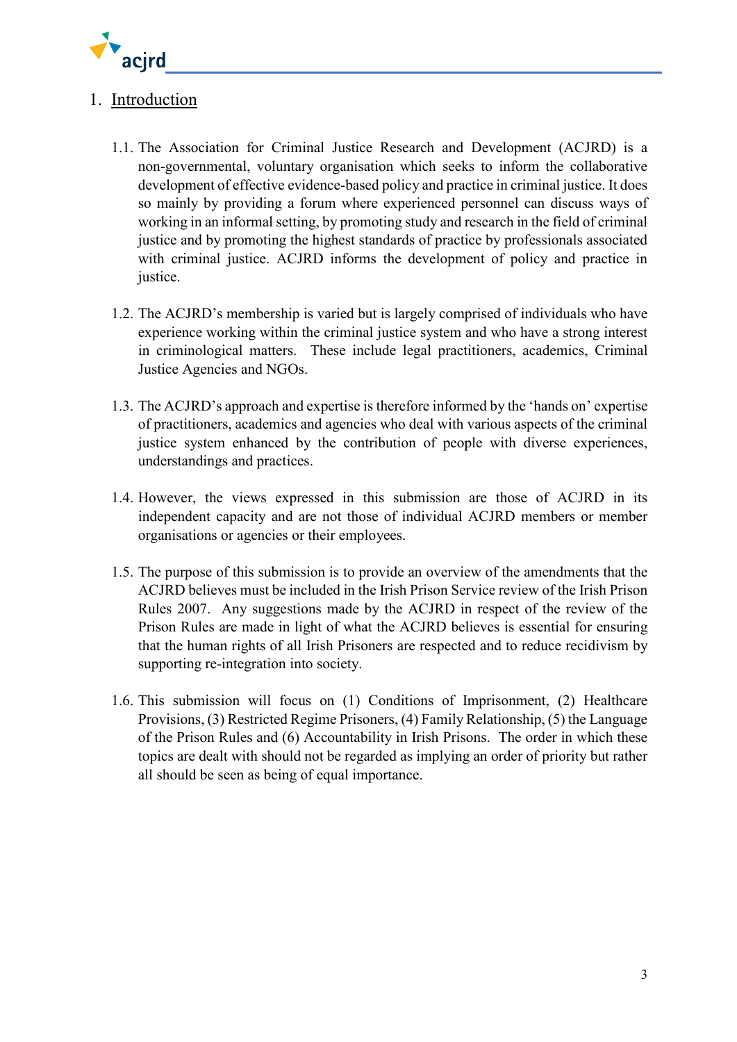## 1. Introduction

1.1. The Association for Criminal Justice Research and Development (ACJRD) is a non-governmental, voluntary organisation which seeks to inform the collaborative development of effective evidence-based policy and practice in criminal justice. It does so mainly by providing a forum where experienced personnel can discuss ways of working in an informal setting, by promoting study and research in the field of criminal justice and by promoting the highest standards of practice by professionals associated with criminal justice. ACJRD informs the development of policy and practice in justice.

1.2. The ACJRD's membership is varied but is largely comprised of individuals who have experience working within the criminal justice system and who have a strong interest in criminological matters. These include legal practitioners, academics, Criminal Justice Agencies and NGOs.

1.3. The ACJRD's approach and expertise is therefore informed by the 'hands on' expertise of practitioners, academics and agencies who deal with various aspects of the criminal justice system enhanced by the contribution of people with diverse experiences, understandings and practices.

1.4. However, the views expressed in this submission are those of ACJRD in its independent capacity and are not those of individual ACJRD members or member organisations or agencies or their employees.

1.5. The purpose of this submission is to provide an overview of the amendments that the ACJRD believes must be included in the Irish Prison Service review of the Irish Prison Rules 2007. Any suggestions made by the ACJRD in respect of the review of the Prison Rules are made in light of what the ACJRD believes is essential for ensuring that the human rights of all Irish Prisoners are respected and to reduce recidivism by supporting re-integration into society.

1.6. This submission will focus on (1) Conditions of Imprisonment, (2) Healthcare Provisions, (3) Restricted Regime Prisoners, (4) Family Relationship, (5) the Language of the Prison Rules and (6) Accountability in Irish Prisons. The order in which these topics are dealt with should not be regarded as implying an order of priority but rather all should be seen as being of equal importance.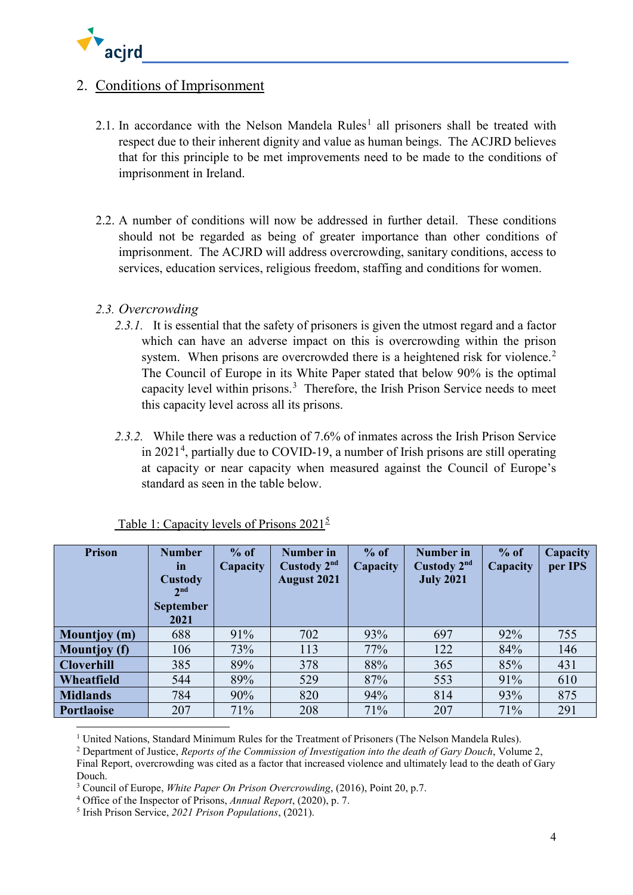## 2. Conditions of Imprisonment

2.1. In accordance with the Nelson Mandela Rules[1] all prisoners shall be treated with respect due to their inherent dignity and value as human beings. The ACJRD believes that for this principle to be met improvements need to be made to the conditions of imprisonment in Ireland.

2.2. A number of conditions will now be addressed in further detail. These conditions should not be regarded as being of greater importance than other conditions of imprisonment. The ACJRD will address overcrowding, sanitary conditions, access to services, education services, religious freedom, staffing and conditions for women.

### *2.3. Overcrowding*

*2.3.1.* It is essential that the safety of prisoners is given the utmost regard and a factor which can have an adverse impact on this is overcrowding within the prison system. When prisons are overcrowded there is a heightened risk for violence.[2] The Council of Europe in its White Paper stated that below 90% is the optimal capacity level within prisons.[3] Therefore, the Irish Prison Service needs to meet this capacity level across all its prisons.

*2.3.2.* While there was a reduction of 7.6% of inmates across the Irish Prison Service in 2021[4], partially due to COVID-19, a number of Irish prisons are still operating at capacity or near capacity when measured against the Council of Europe's standard as seen in the table below.

Table 1: Capacity levels of Prisons 2021[5]

| Prison | Number in Custody 2nd September 2021 | % of Capacity | Number in Custody 2nd August 2021 | % of Capacity | Number in Custody 2nd July 2021 | % of Capacity | Capacity per IPS |
|---|---|---|---|---|---|---|---|
| **Mountjoy (m)** | 688 | 91% | 702 | 93% | 697 | 92% | 755 |
| **Mountjoy (f)** | 106 | 73% | 113 | 77% | 122 | 84% | 146 |
| **Cloverhill** | 385 | 89% | 378 | 88% | 365 | 85% | 431 |
| **Wheatfield** | 544 | 89% | 529 | 87% | 553 | 91% | 610 |
| **Midlands** | 784 | 90% | 820 | 94% | 814 | 93% | 875 |
| **Portlaoise** | 207 | 71% | 208 | 71% | 207 | 71% | 291 |

[1] United Nations, Standard Minimum Rules for the Treatment of Prisoners (The Nelson Mandela Rules).

[2] Department of Justice, *Reports of the Commission of Investigation into the death of Gary Douch*, Volume 2, Final Report, overcrowding was cited as a factor that increased violence and ultimately lead to the death of Gary Douch.

[3] Council of Europe, *White Paper On Prison Overcrowding*, (2016), Point 20, p.7.

[4] Office of the Inspector of Prisons, *Annual Report*, (2020), p. 7.

[5] Irish Prison Service, *2021 Prison Populations*, (2021).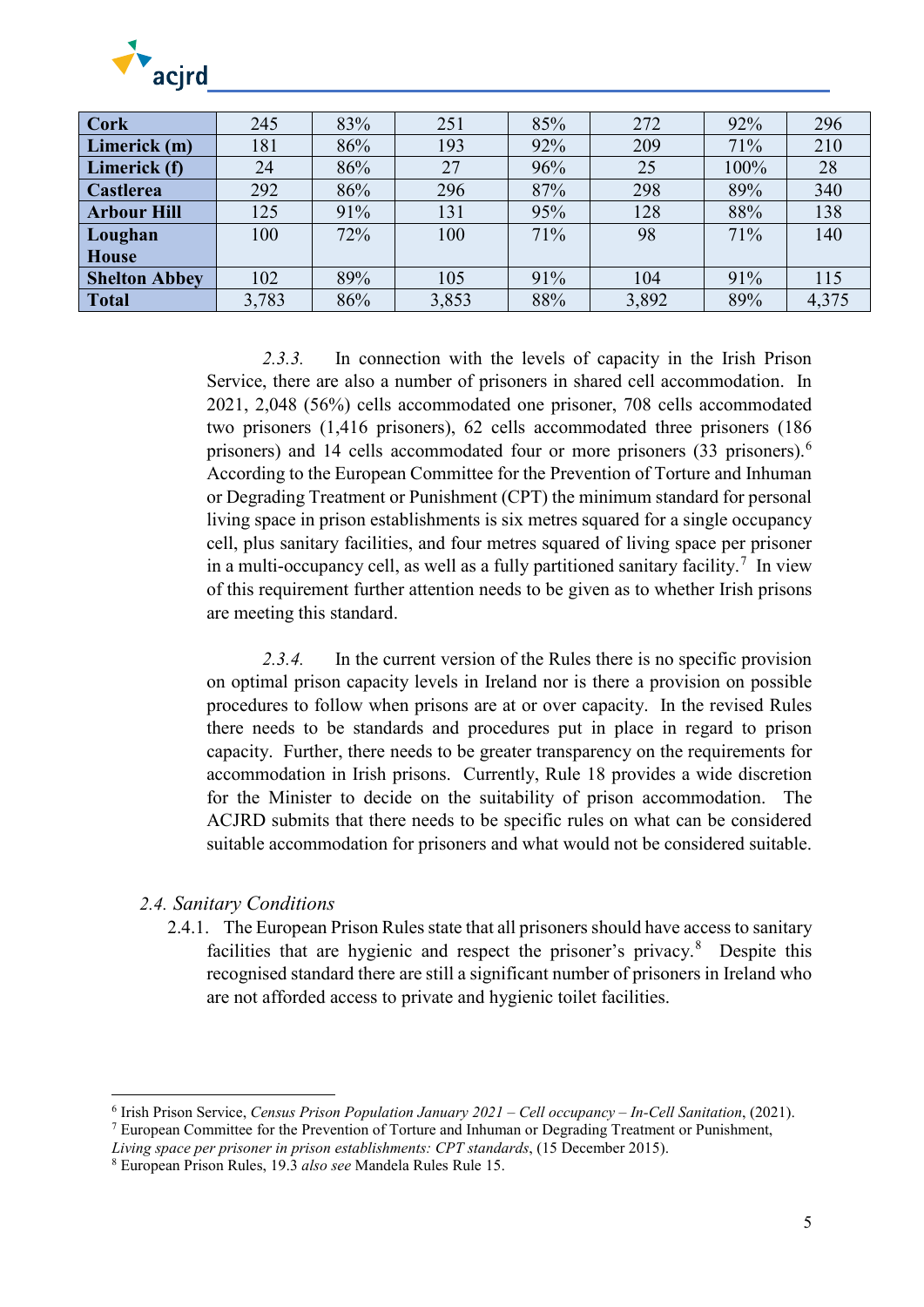| | | | | | | | |
|---|---|---|---|---|---|---|---|
| **Cork** | 245 | 83% | 251 | 85% | 272 | 92% | 296 |
| **Limerick (m)** | 181 | 86% | 193 | 92% | 209 | 71% | 210 |
| **Limerick (f)** | 24 | 86% | 27 | 96% | 25 | 100% | 28 |
| **Castlerea** | 292 | 86% | 296 | 87% | 298 | 89% | 340 |
| **Arbour Hill** | 125 | 91% | 131 | 95% | 128 | 88% | 138 |
| **Loughan House** | 100 | 72% | 100 | 71% | 98 | 71% | 140 |
| **Shelton Abbey** | 102 | 89% | 105 | 91% | 104 | 91% | 115 |
| **Total** | 3,783 | 86% | 3,853 | 88% | 3,892 | 89% | 4,375 |

*2.3.3.* In connection with the levels of capacity in the Irish Prison Service, there are also a number of prisoners in shared cell accommodation. In 2021, 2,048 (56%) cells accommodated one prisoner, 708 cells accommodated two prisoners (1,416 prisoners), 62 cells accommodated three prisoners (186 prisoners) and 14 cells accommodated four or more prisoners (33 prisoners).[6] According to the European Committee for the Prevention of Torture and Inhuman or Degrading Treatment or Punishment (CPT) the minimum standard for personal living space in prison establishments is six metres squared for a single occupancy cell, plus sanitary facilities, and four metres squared of living space per prisoner in a multi-occupancy cell, as well as a fully partitioned sanitary facility.[7] In view of this requirement further attention needs to be given as to whether Irish prisons are meeting this standard.

*2.3.4.* In the current version of the Rules there is no specific provision on optimal prison capacity levels in Ireland nor is there a provision on possible procedures to follow when prisons are at or over capacity. In the revised Rules there needs to be standards and procedures put in place in regard to prison capacity. Further, there needs to be greater transparency on the requirements for accommodation in Irish prisons. Currently, Rule 18 provides a wide discretion for the Minister to decide on the suitability of prison accommodation. The ACJRD submits that there needs to be specific rules on what can be considered suitable accommodation for prisoners and what would not be considered suitable.

### 2.4. *Sanitary Conditions*

2.4.1. The European Prison Rules state that all prisoners should have access to sanitary facilities that are hygienic and respect the prisoner's privacy.[8] Despite this recognised standard there are still a significant number of prisoners in Ireland who are not afforded access to private and hygienic toilet facilities.

---

[6] Irish Prison Service, *Census Prison Population January 2021 – Cell occupancy – In-Cell Sanitation*, (2021).

[7] European Committee for the Prevention of Torture and Inhuman or Degrading Treatment or Punishment, *Living space per prisoner in prison establishments: CPT standards*, (15 December 2015).

[8] European Prison Rules, 19.3 *also see* Mandela Rules Rule 15.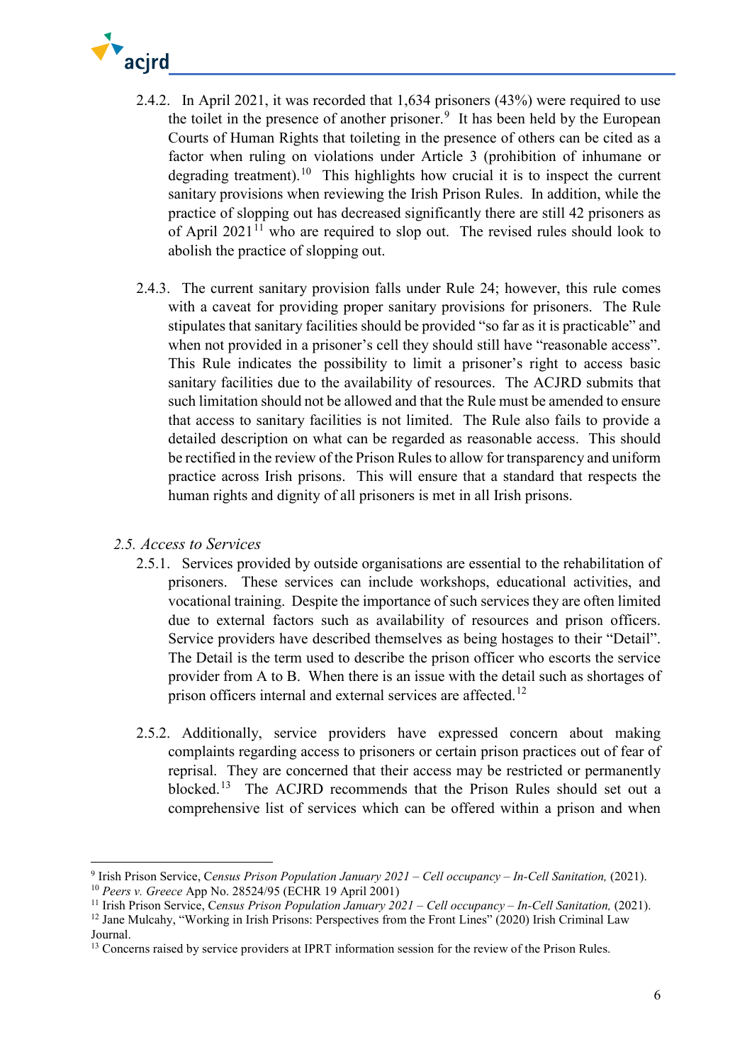2.4.2. In April 2021, it was recorded that 1,634 prisoners (43%) were required to use the toilet in the presence of another prisoner.[9] It has been held by the European Courts of Human Rights that toileting in the presence of others can be cited as a factor when ruling on violations under Article 3 (prohibition of inhumane or degrading treatment).[10] This highlights how crucial it is to inspect the current sanitary provisions when reviewing the Irish Prison Rules. In addition, while the practice of slopping out has decreased significantly there are still 42 prisoners as of April 2021[11] who are required to slop out. The revised rules should look to abolish the practice of slopping out.

2.4.3. The current sanitary provision falls under Rule 24; however, this rule comes with a caveat for providing proper sanitary provisions for prisoners. The Rule stipulates that sanitary facilities should be provided "so far as it is practicable" and when not provided in a prisoner's cell they should still have "reasonable access". This Rule indicates the possibility to limit a prisoner's right to access basic sanitary facilities due to the availability of resources. The ACJRD submits that such limitation should not be allowed and that the Rule must be amended to ensure that access to sanitary facilities is not limited. The Rule also fails to provide a detailed description on what can be regarded as reasonable access. This should be rectified in the review of the Prison Rules to allow for transparency and uniform practice across Irish prisons. This will ensure that a standard that respects the human rights and dignity of all prisoners is met in all Irish prisons.

### *2.5. Access to Services*

2.5.1. Services provided by outside organisations are essential to the rehabilitation of prisoners. These services can include workshops, educational activities, and vocational training. Despite the importance of such services they are often limited due to external factors such as availability of resources and prison officers. Service providers have described themselves as being hostages to their "Detail". The Detail is the term used to describe the prison officer who escorts the service provider from A to B. When there is an issue with the detail such as shortages of prison officers internal and external services are affected.[12]

2.5.2. Additionally, service providers have expressed concern about making complaints regarding access to prisoners or certain prison practices out of fear of reprisal. They are concerned that their access may be restricted or permanently blocked.[13] The ACJRD recommends that the Prison Rules should set out a comprehensive list of services which can be offered within a prison and when

---

[9] Irish Prison Service, C*ensus Prison Population January 2021 – Cell occupancy – In-Cell Sanitation,* (2021).

[10] *Peers v. Greece* App No. 28524/95 (ECHR 19 April 2001)

[11] Irish Prison Service, C*ensus Prison Population January 2021 – Cell occupancy – In-Cell Sanitation,* (2021).

[12] Jane Mulcahy, "Working in Irish Prisons: Perspectives from the Front Lines" (2020) Irish Criminal Law Journal.

[13] Concerns raised by service providers at IPRT information session for the review of the Prison Rules.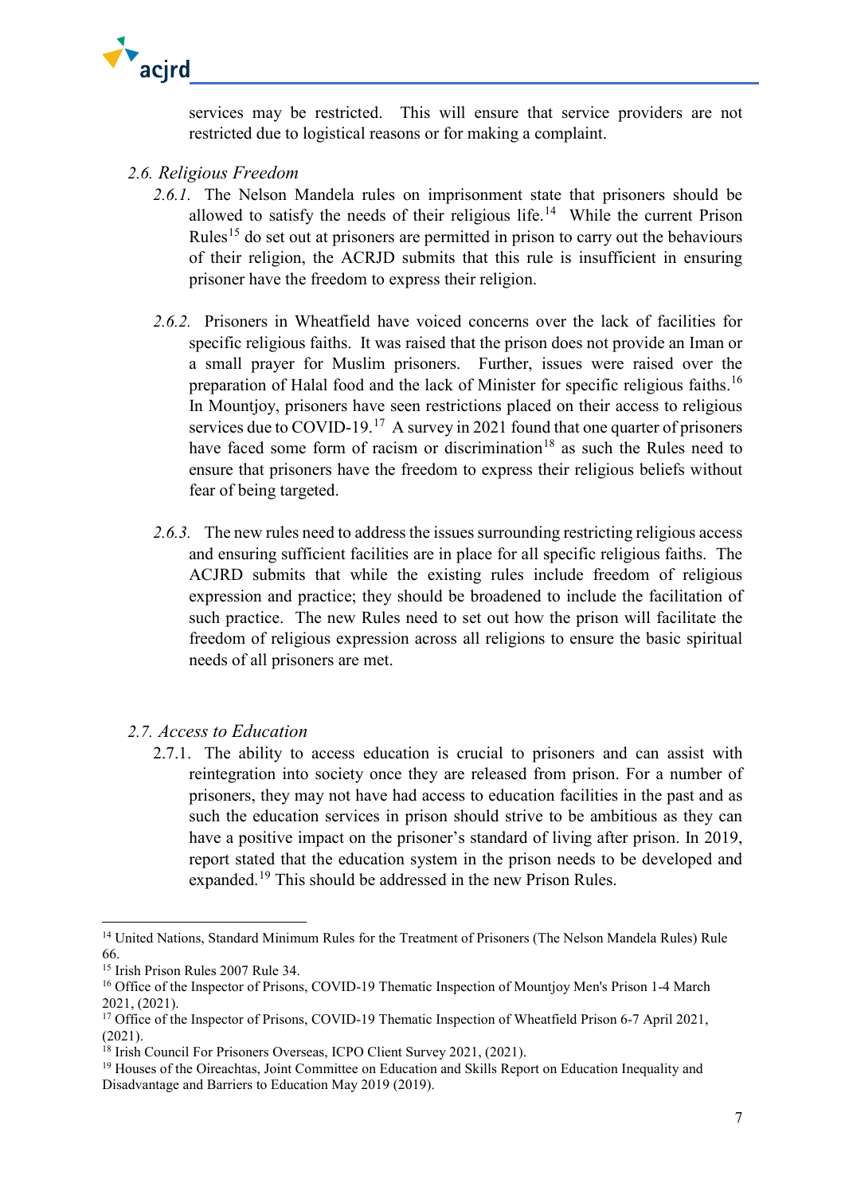services may be restricted. This will ensure that service providers are not restricted due to logistical reasons or for making a complaint.

### *2.6. Religious Freedom*

*2.6.1.* The Nelson Mandela rules on imprisonment state that prisoners should be allowed to satisfy the needs of their religious life.[14] While the current Prison Rules[15] do set out at prisoners are permitted in prison to carry out the behaviours of their religion, the ACRJD submits that this rule is insufficient in ensuring prisoner have the freedom to express their religion.

*2.6.2.* Prisoners in Wheatfield have voiced concerns over the lack of facilities for specific religious faiths. It was raised that the prison does not provide an Iman or a small prayer for Muslim prisoners. Further, issues were raised over the preparation of Halal food and the lack of Minister for specific religious faiths.[16] In Mountjoy, prisoners have seen restrictions placed on their access to religious services due to COVID-19.[17] A survey in 2021 found that one quarter of prisoners have faced some form of racism or discrimination[18] as such the Rules need to ensure that prisoners have the freedom to express their religious beliefs without fear of being targeted.

*2.6.3.* The new rules need to address the issues surrounding restricting religious access and ensuring sufficient facilities are in place for all specific religious faiths. The ACJRD submits that while the existing rules include freedom of religious expression and practice; they should be broadened to include the facilitation of such practice. The new Rules need to set out how the prison will facilitate the freedom of religious expression across all religions to ensure the basic spiritual needs of all prisoners are met.

### *2.7. Access to Education*

2.7.1. The ability to access education is crucial to prisoners and can assist with reintegration into society once they are released from prison. For a number of prisoners, they may not have had access to education facilities in the past and as such the education services in prison should strive to be ambitious as they can have a positive impact on the prisoner's standard of living after prison. In 2019, report stated that the education system in the prison needs to be developed and expanded.[19] This should be addressed in the new Prison Rules.

---

[14] United Nations, Standard Minimum Rules for the Treatment of Prisoners (The Nelson Mandela Rules) Rule 66.

[15] Irish Prison Rules 2007 Rule 34.

[16] Office of the Inspector of Prisons, COVID-19 Thematic Inspection of Mountjoy Men's Prison 1-4 March 2021, (2021).

[17] Office of the Inspector of Prisons, COVID-19 Thematic Inspection of Wheatfield Prison 6-7 April 2021, (2021).

[18] Irish Council For Prisoners Overseas, ICPO Client Survey 2021, (2021).

[19] Houses of the Oireachtas, Joint Committee on Education and Skills Report on Education Inequality and Disadvantage and Barriers to Education May 2019 (2019).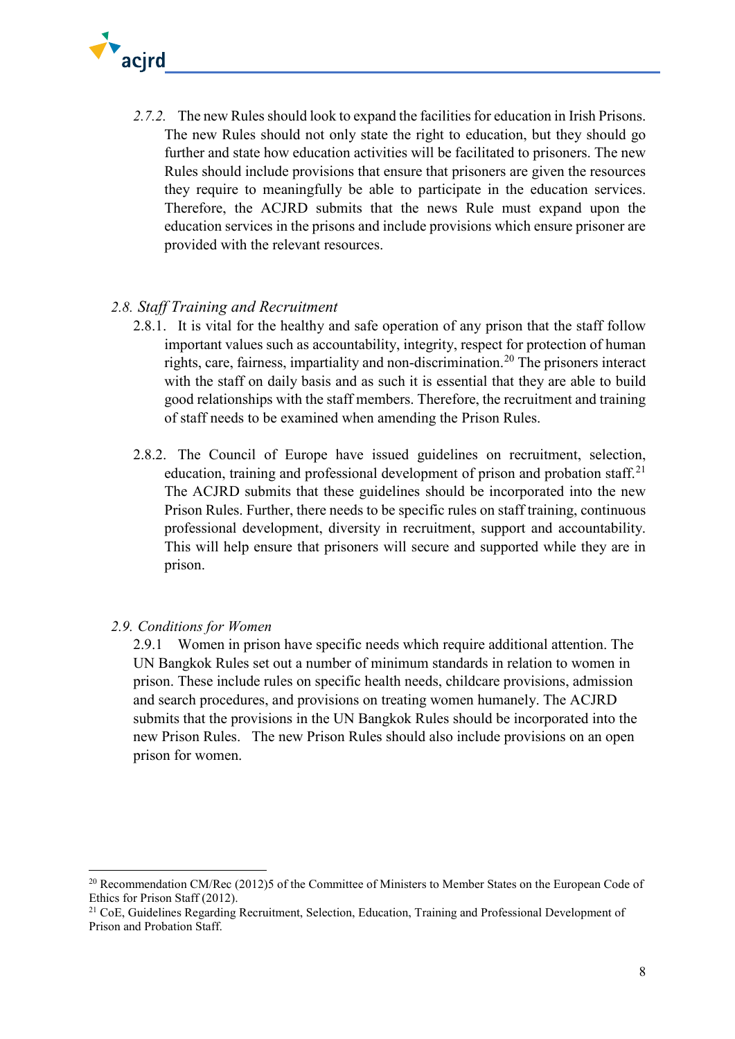*2.7.2.* The new Rules should look to expand the facilities for education in Irish Prisons. The new Rules should not only state the right to education, but they should go further and state how education activities will be facilitated to prisoners. The new Rules should include provisions that ensure that prisoners are given the resources they require to meaningfully be able to participate in the education services. Therefore, the ACJRD submits that the news Rule must expand upon the education services in the prisons and include provisions which ensure prisoner are provided with the relevant resources.

### *2.8. Staff Training and Recruitment*

2.8.1. It is vital for the healthy and safe operation of any prison that the staff follow important values such as accountability, integrity, respect for protection of human rights, care, fairness, impartiality and non-discrimination.[20] The prisoners interact with the staff on daily basis and as such it is essential that they are able to build good relationships with the staff members. Therefore, the recruitment and training of staff needs to be examined when amending the Prison Rules.

2.8.2. The Council of Europe have issued guidelines on recruitment, selection, education, training and professional development of prison and probation staff.[21] The ACJRD submits that these guidelines should be incorporated into the new Prison Rules. Further, there needs to be specific rules on staff training, continuous professional development, diversity in recruitment, support and accountability. This will help ensure that prisoners will secure and supported while they are in prison.

### *2.9. Conditions for Women*

2.9.1 Women in prison have specific needs which require additional attention. The UN Bangkok Rules set out a number of minimum standards in relation to women in prison. These include rules on specific health needs, childcare provisions, admission and search procedures, and provisions on treating women humanely. The ACJRD submits that the provisions in the UN Bangkok Rules should be incorporated into the new Prison Rules. The new Prison Rules should also include provisions on an open prison for women.

---

[20] Recommendation CM/Rec (2012)5 of the Committee of Ministers to Member States on the European Code of Ethics for Prison Staff (2012).

[21] CoE, Guidelines Regarding Recruitment, Selection, Education, Training and Professional Development of Prison and Probation Staff.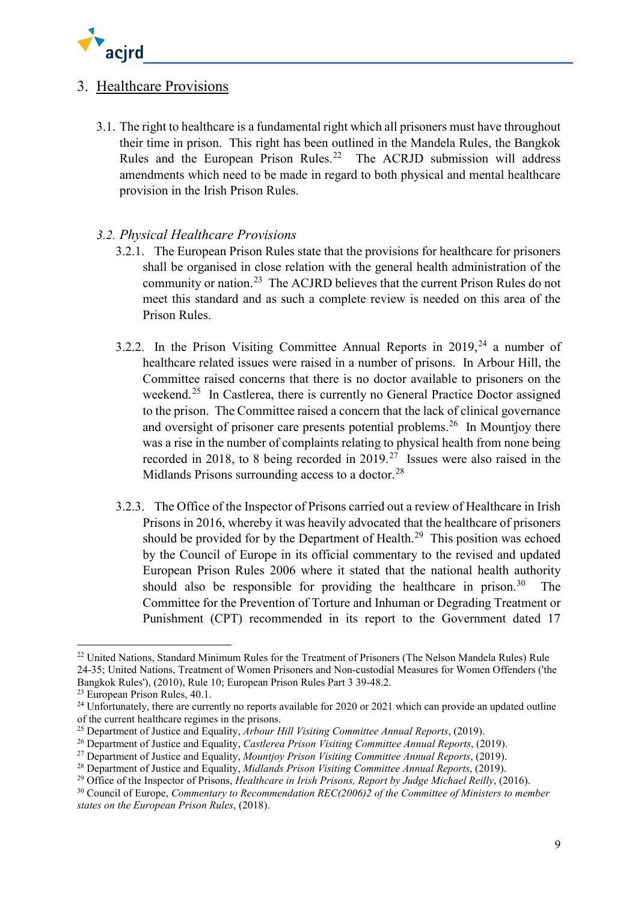## 3. Healthcare Provisions

3.1. The right to healthcare is a fundamental right which all prisoners must have throughout their time in prison. This right has been outlined in the Mandela Rules, the Bangkok Rules and the European Prison Rules.[22] The ACRJD submission will address amendments which need to be made in regard to both physical and mental healthcare provision in the Irish Prison Rules.

### *3.2. Physical Healthcare Provisions*

3.2.1. The European Prison Rules state that the provisions for healthcare for prisoners shall be organised in close relation with the general health administration of the community or nation.[23] The ACJRD believes that the current Prison Rules do not meet this standard and as such a complete review is needed on this area of the Prison Rules.

3.2.2. In the Prison Visiting Committee Annual Reports in 2019,[24] a number of healthcare related issues were raised in a number of prisons. In Arbour Hill, the Committee raised concerns that there is no doctor available to prisoners on the weekend.[25] In Castlerea, there is currently no General Practice Doctor assigned to the prison. The Committee raised a concern that the lack of clinical governance and oversight of prisoner care presents potential problems.[26] In Mountjoy there was a rise in the number of complaints relating to physical health from none being recorded in 2018, to 8 being recorded in 2019.[27] Issues were also raised in the Midlands Prisons surrounding access to a doctor.[28]

3.2.3. The Office of the Inspector of Prisons carried out a review of Healthcare in Irish Prisons in 2016, whereby it was heavily advocated that the healthcare of prisoners should be provided for by the Department of Health.[29] This position was echoed by the Council of Europe in its official commentary to the revised and updated European Prison Rules 2006 where it stated that the national health authority should also be responsible for providing the healthcare in prison.[30] The Committee for the Prevention of Torture and Inhuman or Degrading Treatment or Punishment (CPT) recommended in its report to the Government dated 17

---

[22] United Nations, Standard Minimum Rules for the Treatment of Prisoners (The Nelson Mandela Rules) Rule 24-35; United Nations, Treatment of Women Prisoners and Non-custodial Measures for Women Offenders ('the Bangkok Rules'), (2010), Rule 10; European Prison Rules Part 3 39-48.2.

[23] European Prison Rules, 40.1.

[24] Unfortunately, there are currently no reports available for 2020 or 2021 which can provide an updated outline of the current healthcare regimes in the prisons.

[25] Department of Justice and Equality, *Arbour Hill Visiting Committee Annual Reports*, (2019).

[26] Department of Justice and Equality, *Castlerea Prison Visiting Committee Annual Reports*, (2019).

[27] Department of Justice and Equality, *Mountjoy Prison Visiting Committee Annual Reports*, (2019).

[28] Department of Justice and Equality, *Midlands Prison Visiting Committee Annual Reports*, (2019).

[29] Office of the Inspector of Prisons, *Healthcare in Irish Prisons, Report by Judge Michael Reilly*, (2016).

[30] Council of Europe, *Commentary to Recommendation REC(2006)2 of the Committee of Ministers to member states on the European Prison Rules*, (2018).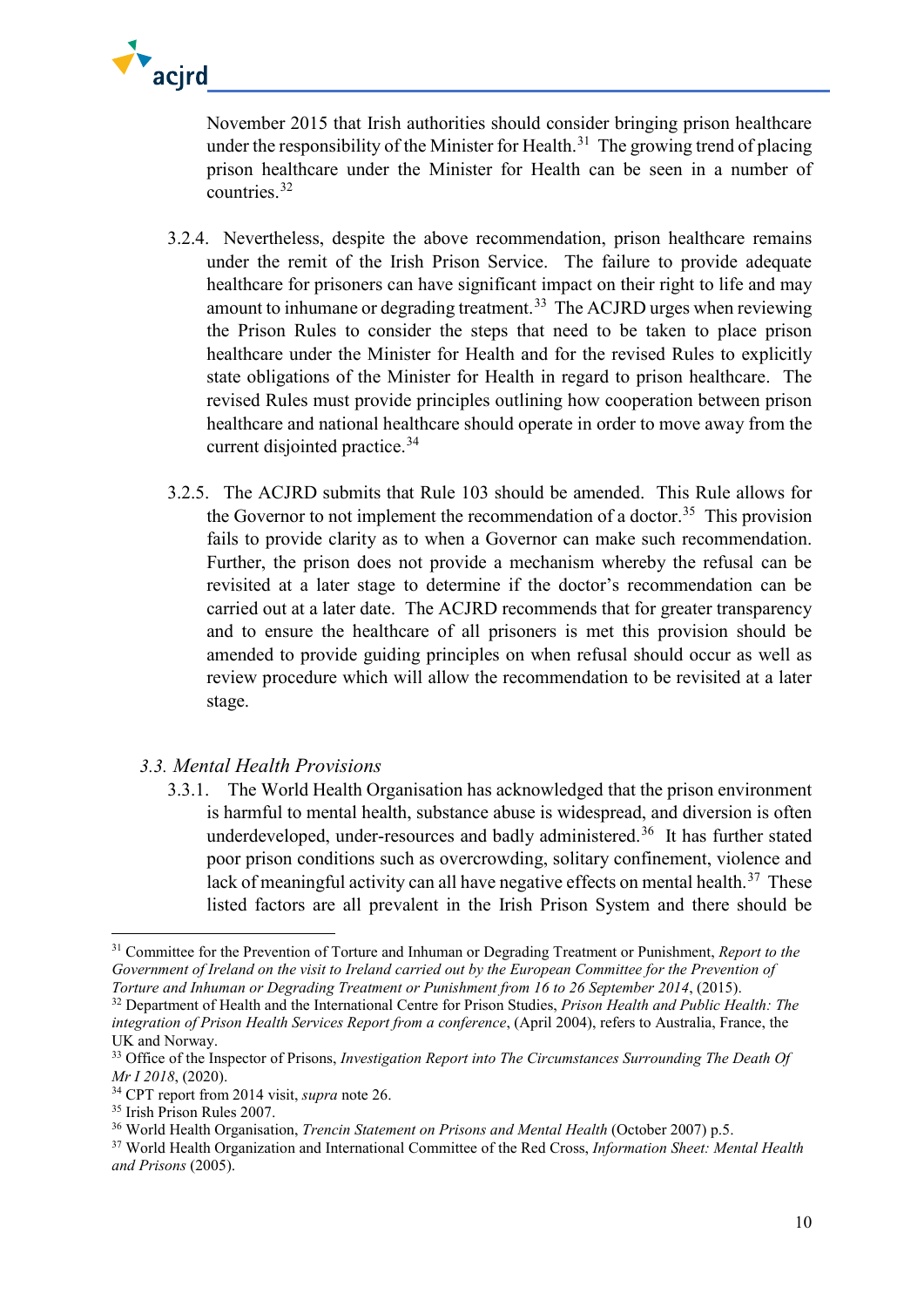November 2015 that Irish authorities should consider bringing prison healthcare under the responsibility of the Minister for Health.[31] The growing trend of placing prison healthcare under the Minister for Health can be seen in a number of countries.[32]

3.2.4. Nevertheless, despite the above recommendation, prison healthcare remains under the remit of the Irish Prison Service. The failure to provide adequate healthcare for prisoners can have significant impact on their right to life and may amount to inhumane or degrading treatment.[33] The ACJRD urges when reviewing the Prison Rules to consider the steps that need to be taken to place prison healthcare under the Minister for Health and for the revised Rules to explicitly state obligations of the Minister for Health in regard to prison healthcare. The revised Rules must provide principles outlining how cooperation between prison healthcare and national healthcare should operate in order to move away from the current disjointed practice.[34]

3.2.5. The ACJRD submits that Rule 103 should be amended. This Rule allows for the Governor to not implement the recommendation of a doctor.[35] This provision fails to provide clarity as to when a Governor can make such recommendation. Further, the prison does not provide a mechanism whereby the refusal can be revisited at a later stage to determine if the doctor's recommendation can be carried out at a later date. The ACJRD recommends that for greater transparency and to ensure the healthcare of all prisoners is met this provision should be amended to provide guiding principles on when refusal should occur as well as review procedure which will allow the recommendation to be revisited at a later stage.

### *3.3. Mental Health Provisions*

3.3.1. The World Health Organisation has acknowledged that the prison environment is harmful to mental health, substance abuse is widespread, and diversion is often underdeveloped, under-resources and badly administered.[36] It has further stated poor prison conditions such as overcrowding, solitary confinement, violence and lack of meaningful activity can all have negative effects on mental health.[37] These listed factors are all prevalent in the Irish Prison System and there should be

---

[31] Committee for the Prevention of Torture and Inhuman or Degrading Treatment or Punishment, *Report to the Government of Ireland on the visit to Ireland carried out by the European Committee for the Prevention of Torture and Inhuman or Degrading Treatment or Punishment from 16 to 26 September 2014*, (2015).

[32] Department of Health and the International Centre for Prison Studies, *Prison Health and Public Health: The integration of Prison Health Services Report from a conference*, (April 2004), refers to Australia, France, the UK and Norway.

[33] Office of the Inspector of Prisons, *Investigation Report into The Circumstances Surrounding The Death Of Mr I 2018*, (2020).

[34] CPT report from 2014 visit, *supra* note 26.

[35] Irish Prison Rules 2007.

[36] World Health Organisation, *Trencin Statement on Prisons and Mental Health* (October 2007) p.5.

[37] World Health Organization and International Committee of the Red Cross, *Information Sheet: Mental Health and Prisons* (2005).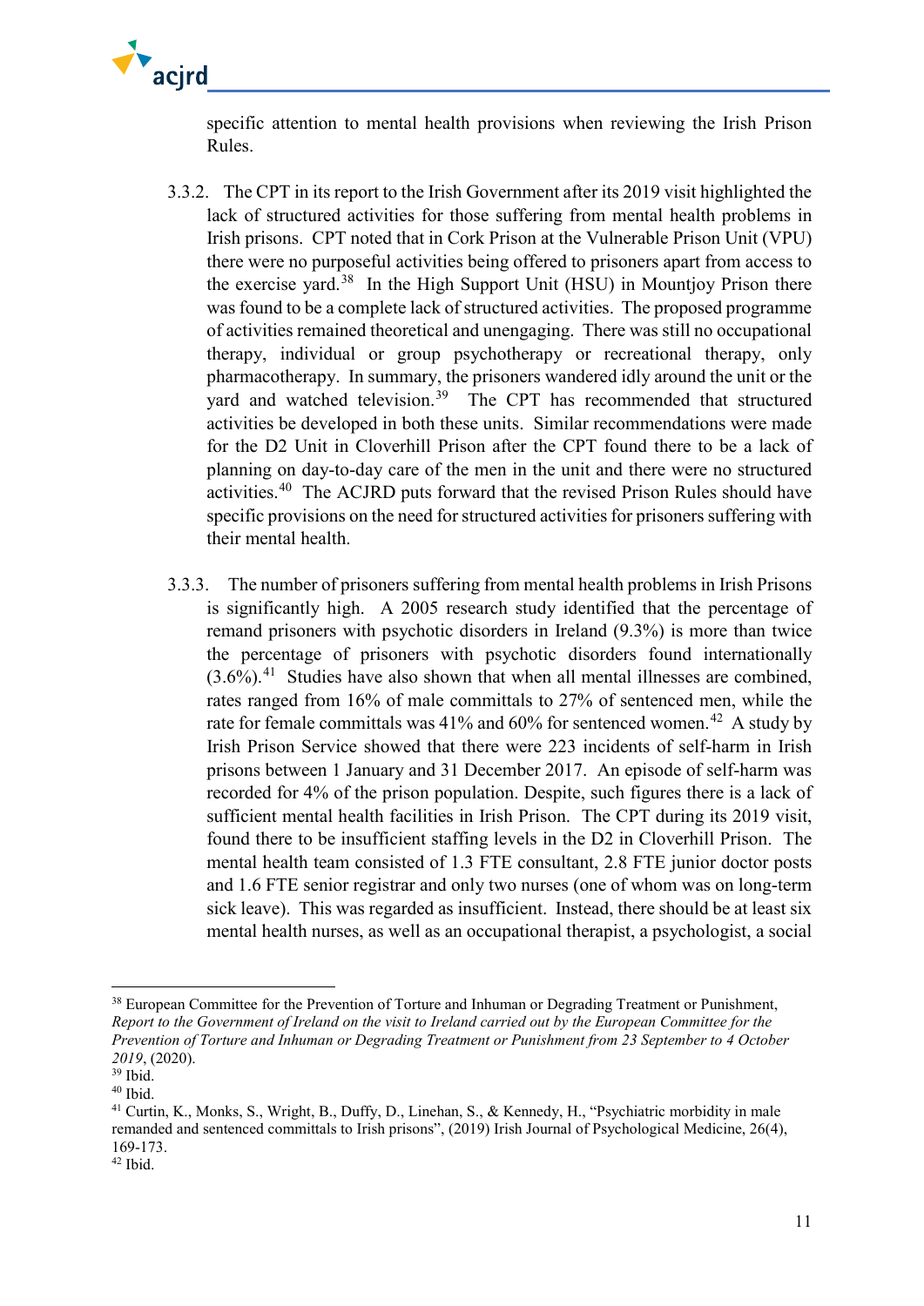specific attention to mental health provisions when reviewing the Irish Prison Rules.

3.3.2. The CPT in its report to the Irish Government after its 2019 visit highlighted the lack of structured activities for those suffering from mental health problems in Irish prisons. CPT noted that in Cork Prison at the Vulnerable Prison Unit (VPU) there were no purposeful activities being offered to prisoners apart from access to the exercise yard.[38] In the High Support Unit (HSU) in Mountjoy Prison there was found to be a complete lack of structured activities. The proposed programme of activities remained theoretical and unengaging. There was still no occupational therapy, individual or group psychotherapy or recreational therapy, only pharmacotherapy. In summary, the prisoners wandered idly around the unit or the yard and watched television.[39] The CPT has recommended that structured activities be developed in both these units. Similar recommendations were made for the D2 Unit in Cloverhill Prison after the CPT found there to be a lack of planning on day-to-day care of the men in the unit and there were no structured activities.[40] The ACJRD puts forward that the revised Prison Rules should have specific provisions on the need for structured activities for prisoners suffering with their mental health.

3.3.3. The number of prisoners suffering from mental health problems in Irish Prisons is significantly high. A 2005 research study identified that the percentage of remand prisoners with psychotic disorders in Ireland (9.3%) is more than twice the percentage of prisoners with psychotic disorders found internationally (3.6%).[41] Studies have also shown that when all mental illnesses are combined, rates ranged from 16% of male committals to 27% of sentenced men, while the rate for female committals was 41% and 60% for sentenced women.[42] A study by Irish Prison Service showed that there were 223 incidents of self-harm in Irish prisons between 1 January and 31 December 2017. An episode of self-harm was recorded for 4% of the prison population. Despite, such figures there is a lack of sufficient mental health facilities in Irish Prison. The CPT during its 2019 visit, found there to be insufficient staffing levels in the D2 in Cloverhill Prison. The mental health team consisted of 1.3 FTE consultant, 2.8 FTE junior doctor posts and 1.6 FTE senior registrar and only two nurses (one of whom was on long-term sick leave). This was regarded as insufficient. Instead, there should be at least six mental health nurses, as well as an occupational therapist, a psychologist, a social

---

[38] European Committee for the Prevention of Torture and Inhuman or Degrading Treatment or Punishment, *Report to the Government of Ireland on the visit to Ireland carried out by the European Committee for the Prevention of Torture and Inhuman or Degrading Treatment or Punishment from 23 September to 4 October 2019*, (2020).

[39] Ibid.

[40] Ibid.

[41] Curtin, K., Monks, S., Wright, B., Duffy, D., Linehan, S., & Kennedy, H., "Psychiatric morbidity in male remanded and sentenced committals to Irish prisons", (2019) Irish Journal of Psychological Medicine, 26(4), 169-173.

[42] Ibid.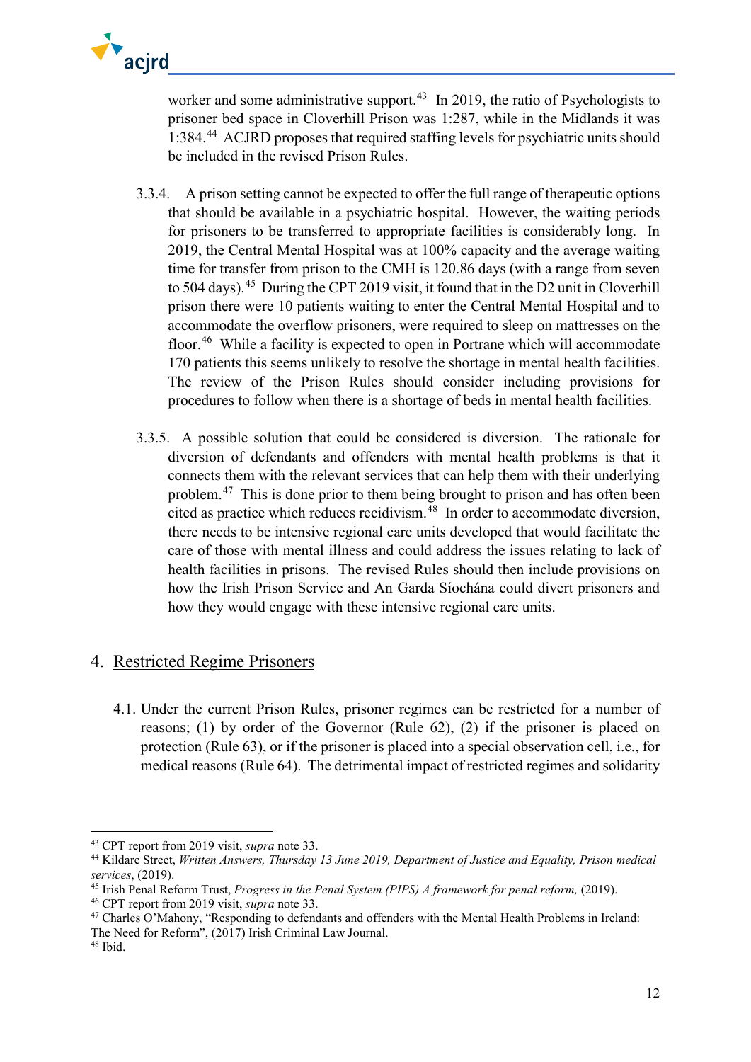worker and some administrative support.[43] In 2019, the ratio of Psychologists to prisoner bed space in Cloverhill Prison was 1:287, while in the Midlands it was 1:384.[44] ACJRD proposes that required staffing levels for psychiatric units should be included in the revised Prison Rules.

3.3.4. A prison setting cannot be expected to offer the full range of therapeutic options that should be available in a psychiatric hospital. However, the waiting periods for prisoners to be transferred to appropriate facilities is considerably long. In 2019, the Central Mental Hospital was at 100% capacity and the average waiting time for transfer from prison to the CMH is 120.86 days (with a range from seven to 504 days).[45] During the CPT 2019 visit, it found that in the D2 unit in Cloverhill prison there were 10 patients waiting to enter the Central Mental Hospital and to accommodate the overflow prisoners, were required to sleep on mattresses on the floor.[46] While a facility is expected to open in Portrane which will accommodate 170 patients this seems unlikely to resolve the shortage in mental health facilities. The review of the Prison Rules should consider including provisions for procedures to follow when there is a shortage of beds in mental health facilities.

3.3.5. A possible solution that could be considered is diversion. The rationale for diversion of defendants and offenders with mental health problems is that it connects them with the relevant services that can help them with their underlying problem.[47] This is done prior to them being brought to prison and has often been cited as practice which reduces recidivism.[48] In order to accommodate diversion, there needs to be intensive regional care units developed that would facilitate the care of those with mental illness and could address the issues relating to lack of health facilities in prisons. The revised Rules should then include provisions on how the Irish Prison Service and An Garda Síochána could divert prisoners and how they would engage with these intensive regional care units.

## 4. Restricted Regime Prisoners

4.1. Under the current Prison Rules, prisoner regimes can be restricted for a number of reasons; (1) by order of the Governor (Rule 62), (2) if the prisoner is placed on protection (Rule 63), or if the prisoner is placed into a special observation cell, i.e., for medical reasons (Rule 64). The detrimental impact of restricted regimes and solidarity

---

[43] CPT report from 2019 visit, *supra* note 33.

[44] Kildare Street, *Written Answers, Thursday 13 June 2019, Department of Justice and Equality, Prison medical services*, (2019).

[45] Irish Penal Reform Trust, *Progress in the Penal System (PIPS) A framework for penal reform,* (2019).

[46] CPT report from 2019 visit, *supra* note 33.

[47] Charles O'Mahony, "Responding to defendants and offenders with the Mental Health Problems in Ireland: The Need for Reform", (2017) Irish Criminal Law Journal.

[48] Ibid.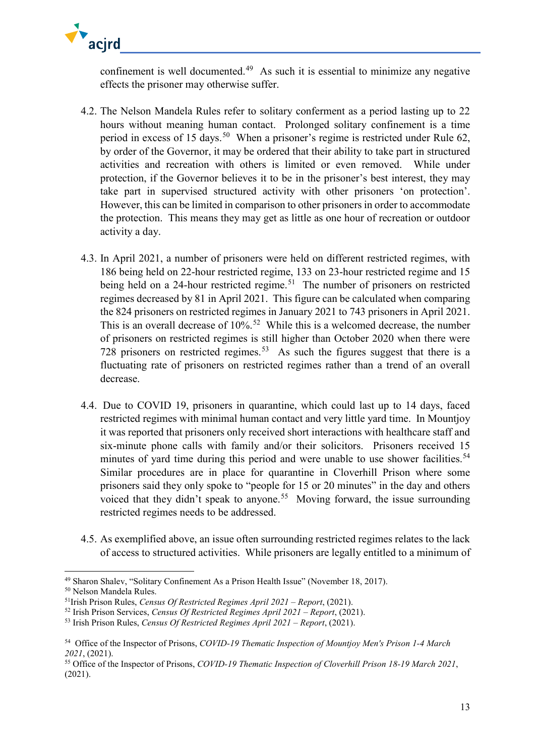confinement is well documented.[49] As such it is essential to minimize any negative effects the prisoner may otherwise suffer.

4.2. The Nelson Mandela Rules refer to solitary conferment as a period lasting up to 22 hours without meaning human contact. Prolonged solitary confinement is a time period in excess of 15 days.[50] When a prisoner's regime is restricted under Rule 62, by order of the Governor, it may be ordered that their ability to take part in structured activities and recreation with others is limited or even removed. While under protection, if the Governor believes it to be in the prisoner's best interest, they may take part in supervised structured activity with other prisoners 'on protection'. However, this can be limited in comparison to other prisoners in order to accommodate the protection. This means they may get as little as one hour of recreation or outdoor activity a day.

4.3. In April 2021, a number of prisoners were held on different restricted regimes, with 186 being held on 22-hour restricted regime, 133 on 23-hour restricted regime and 15 being held on a 24-hour restricted regime.[51] The number of prisoners on restricted regimes decreased by 81 in April 2021. This figure can be calculated when comparing the 824 prisoners on restricted regimes in January 2021 to 743 prisoners in April 2021. This is an overall decrease of 10%.[52] While this is a welcomed decrease, the number of prisoners on restricted regimes is still higher than October 2020 when there were 728 prisoners on restricted regimes.[53] As such the figures suggest that there is a fluctuating rate of prisoners on restricted regimes rather than a trend of an overall decrease.

4.4. Due to COVID 19, prisoners in quarantine, which could last up to 14 days, faced restricted regimes with minimal human contact and very little yard time. In Mountjoy it was reported that prisoners only received short interactions with healthcare staff and six-minute phone calls with family and/or their solicitors. Prisoners received 15 minutes of yard time during this period and were unable to use shower facilities.[54] Similar procedures are in place for quarantine in Cloverhill Prison where some prisoners said they only spoke to "people for 15 or 20 minutes" in the day and others voiced that they didn't speak to anyone.[55] Moving forward, the issue surrounding restricted regimes needs to be addressed.

4.5. As exemplified above, an issue often surrounding restricted regimes relates to the lack of access to structured activities. While prisoners are legally entitled to a minimum of

---

[49] Sharon Shalev, "Solitary Confinement As a Prison Health Issue" (November 18, 2017).

[50] Nelson Mandela Rules.

[51] Irish Prison Rules, *Census Of Restricted Regimes April 2021 – Report*, (2021).

[52] Irish Prison Services, *Census Of Restricted Regimes April 2021 – Report*, (2021).

[53] Irish Prison Rules, *Census Of Restricted Regimes April 2021 – Report*, (2021).

[54] Office of the Inspector of Prisons, *COVID-19 Thematic Inspection of Mountjoy Men's Prison 1-4 March 2021*, (2021).

[55] Office of the Inspector of Prisons, *COVID-19 Thematic Inspection of Cloverhill Prison 18-19 March 2021*, (2021).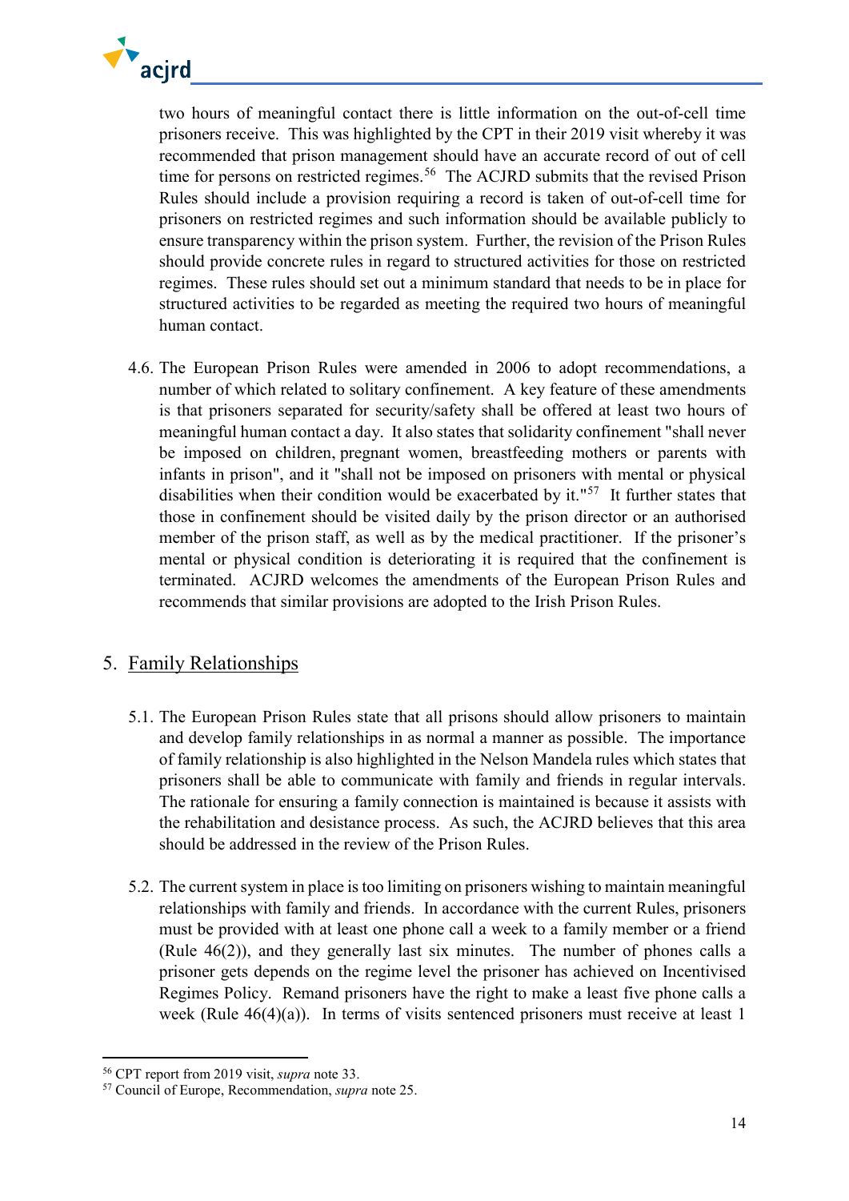two hours of meaningful contact there is little information on the out-of-cell time prisoners receive. This was highlighted by the CPT in their 2019 visit whereby it was recommended that prison management should have an accurate record of out of cell time for persons on restricted regimes.[56] The ACJRD submits that the revised Prison Rules should include a provision requiring a record is taken of out-of-cell time for prisoners on restricted regimes and such information should be available publicly to ensure transparency within the prison system. Further, the revision of the Prison Rules should provide concrete rules in regard to structured activities for those on restricted regimes. These rules should set out a minimum standard that needs to be in place for structured activities to be regarded as meeting the required two hours of meaningful human contact.

4.6. The European Prison Rules were amended in 2006 to adopt recommendations, a number of which related to solitary confinement. A key feature of these amendments is that prisoners separated for security/safety shall be offered at least two hours of meaningful human contact a day. It also states that solidarity confinement "shall never be imposed on children, pregnant women, breastfeeding mothers or parents with infants in prison", and it "shall not be imposed on prisoners with mental or physical disabilities when their condition would be exacerbated by it."[57] It further states that those in confinement should be visited daily by the prison director or an authorised member of the prison staff, as well as by the medical practitioner. If the prisoner's mental or physical condition is deteriorating it is required that the confinement is terminated. ACJRD welcomes the amendments of the European Prison Rules and recommends that similar provisions are adopted to the Irish Prison Rules.

## 5. Family Relationships

5.1. The European Prison Rules state that all prisons should allow prisoners to maintain and develop family relationships in as normal a manner as possible. The importance of family relationship is also highlighted in the Nelson Mandela rules which states that prisoners shall be able to communicate with family and friends in regular intervals. The rationale for ensuring a family connection is maintained is because it assists with the rehabilitation and desistance process. As such, the ACJRD believes that this area should be addressed in the review of the Prison Rules.

5.2. The current system in place is too limiting on prisoners wishing to maintain meaningful relationships with family and friends. In accordance with the current Rules, prisoners must be provided with at least one phone call a week to a family member or a friend (Rule 46(2)), and they generally last six minutes. The number of phones calls a prisoner gets depends on the regime level the prisoner has achieved on Incentivised Regimes Policy. Remand prisoners have the right to make a least five phone calls a week (Rule 46(4)(a)). In terms of visits sentenced prisoners must receive at least 1

---

[56] CPT report from 2019 visit, *supra* note 33.

[57] Council of Europe, Recommendation, *supra* note 25.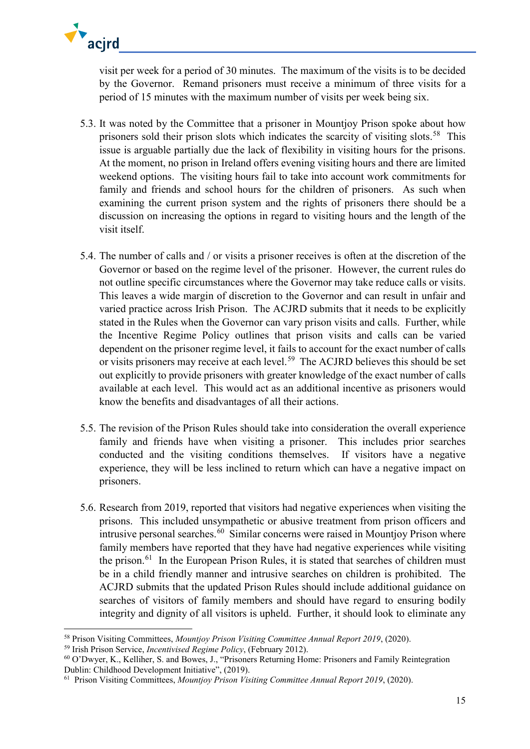visit per week for a period of 30 minutes. The maximum of the visits is to be decided by the Governor. Remand prisoners must receive a minimum of three visits for a period of 15 minutes with the maximum number of visits per week being six.

5.3. It was noted by the Committee that a prisoner in Mountjoy Prison spoke about how prisoners sold their prison slots which indicates the scarcity of visiting slots.[58] This issue is arguable partially due the lack of flexibility in visiting hours for the prisons. At the moment, no prison in Ireland offers evening visiting hours and there are limited weekend options. The visiting hours fail to take into account work commitments for family and friends and school hours for the children of prisoners. As such when examining the current prison system and the rights of prisoners there should be a discussion on increasing the options in regard to visiting hours and the length of the visit itself.

5.4. The number of calls and / or visits a prisoner receives is often at the discretion of the Governor or based on the regime level of the prisoner. However, the current rules do not outline specific circumstances where the Governor may take reduce calls or visits. This leaves a wide margin of discretion to the Governor and can result in unfair and varied practice across Irish Prison. The ACJRD submits that it needs to be explicitly stated in the Rules when the Governor can vary prison visits and calls. Further, while the Incentive Regime Policy outlines that prison visits and calls can be varied dependent on the prisoner regime level, it fails to account for the exact number of calls or visits prisoners may receive at each level.[59] The ACJRD believes this should be set out explicitly to provide prisoners with greater knowledge of the exact number of calls available at each level. This would act as an additional incentive as prisoners would know the benefits and disadvantages of all their actions.

5.5. The revision of the Prison Rules should take into consideration the overall experience family and friends have when visiting a prisoner. This includes prior searches conducted and the visiting conditions themselves. If visitors have a negative experience, they will be less inclined to return which can have a negative impact on prisoners.

5.6. Research from 2019, reported that visitors had negative experiences when visiting the prisons. This included unsympathetic or abusive treatment from prison officers and intrusive personal searches.[60] Similar concerns were raised in Mountjoy Prison where family members have reported that they have had negative experiences while visiting the prison.[61] In the European Prison Rules, it is stated that searches of children must be in a child friendly manner and intrusive searches on children is prohibited. The ACJRD submits that the updated Prison Rules should include additional guidance on searches of visitors of family members and should have regard to ensuring bodily integrity and dignity of all visitors is upheld. Further, it should look to eliminate any

---

[58] Prison Visiting Committees, *Mountjoy Prison Visiting Committee Annual Report 2019*, (2020).

[59] Irish Prison Service, *Incentivised Regime Policy*, (February 2012).

[60] O'Dwyer, K., Kelliher, S. and Bowes, J., "Prisoners Returning Home: Prisoners and Family Reintegration Dublin: Childhood Development Initiative", (2019).

[61] Prison Visiting Committees, *Mountjoy Prison Visiting Committee Annual Report 2019*, (2020).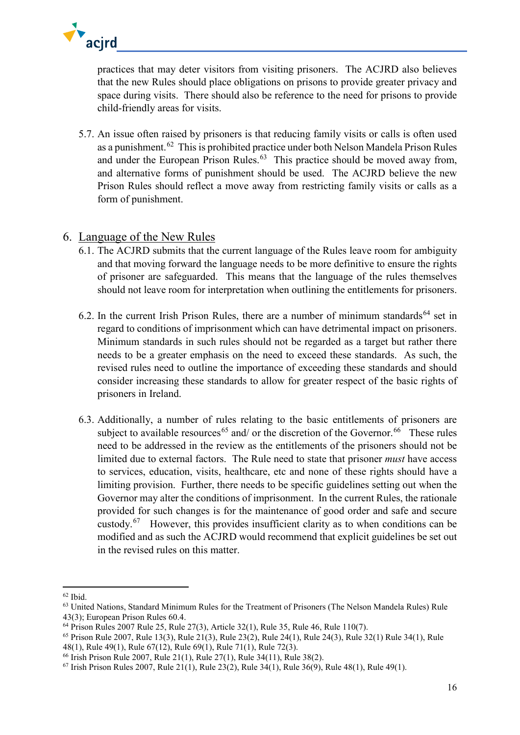practices that may deter visitors from visiting prisoners. The ACJRD also believes that the new Rules should place obligations on prisons to provide greater privacy and space during visits. There should also be reference to the need for prisons to provide child-friendly areas for visits.

5.7. An issue often raised by prisoners is that reducing family visits or calls is often used as a punishment.[62] This is prohibited practice under both Nelson Mandela Prison Rules and under the European Prison Rules.[63] This practice should be moved away from, and alternative forms of punishment should be used. The ACJRD believe the new Prison Rules should reflect a move away from restricting family visits or calls as a form of punishment.

## 6. Language of the New Rules

6.1. The ACJRD submits that the current language of the Rules leave room for ambiguity and that moving forward the language needs to be more definitive to ensure the rights of prisoner are safeguarded. This means that the language of the rules themselves should not leave room for interpretation when outlining the entitlements for prisoners.

6.2. In the current Irish Prison Rules, there are a number of minimum standards[64] set in regard to conditions of imprisonment which can have detrimental impact on prisoners. Minimum standards in such rules should not be regarded as a target but rather there needs to be a greater emphasis on the need to exceed these standards. As such, the revised rules need to outline the importance of exceeding these standards and should consider increasing these standards to allow for greater respect of the basic rights of prisoners in Ireland.

6.3. Additionally, a number of rules relating to the basic entitlements of prisoners are subject to available resources[65] and/ or the discretion of the Governor.[66] These rules need to be addressed in the review as the entitlements of the prisoners should not be limited due to external factors. The Rule need to state that prisoner *must* have access to services, education, visits, healthcare, etc and none of these rights should have a limiting provision. Further, there needs to be specific guidelines setting out when the Governor may alter the conditions of imprisonment. In the current Rules, the rationale provided for such changes is for the maintenance of good order and safe and secure custody.[67] However, this provides insufficient clarity as to when conditions can be modified and as such the ACJRD would recommend that explicit guidelines be set out in the revised rules on this matter.

---

[62] Ibid.

[63] United Nations, Standard Minimum Rules for the Treatment of Prisoners (The Nelson Mandela Rules) Rule 43(3); European Prison Rules 60.4.

[64] Prison Rules 2007 Rule 25, Rule 27(3), Article 32(1), Rule 35, Rule 46, Rule 110(7).

[65] Prison Rule 2007, Rule 13(3), Rule 21(3), Rule 23(2), Rule 24(1), Rule 24(3), Rule 32(1) Rule 34(1), Rule 48(1), Rule 49(1), Rule 67(12), Rule 69(1), Rule 71(1), Rule 72(3).

[66] Irish Prison Rule 2007, Rule 21(1), Rule 27(1), Rule 34(11), Rule 38(2).

[67] Irish Prison Rules 2007, Rule 21(1), Rule 23(2), Rule 34(1), Rule 36(9), Rule 48(1), Rule 49(1).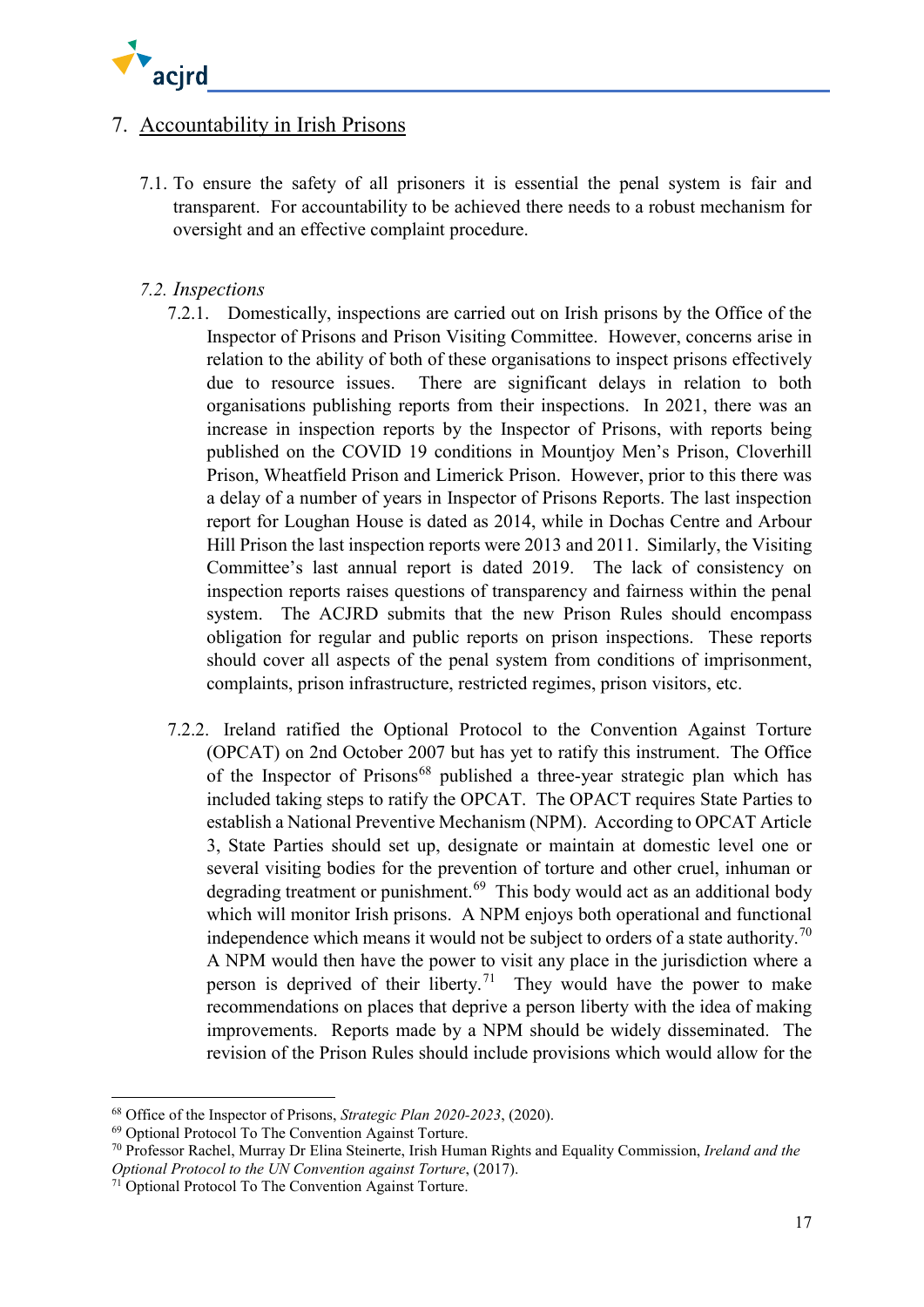## 7. Accountability in Irish Prisons

7.1. To ensure the safety of all prisoners it is essential the penal system is fair and transparent. For accountability to be achieved there needs to a robust mechanism for oversight and an effective complaint procedure.

*7.2. Inspections*

7.2.1. Domestically, inspections are carried out on Irish prisons by the Office of the Inspector of Prisons and Prison Visiting Committee. However, concerns arise in relation to the ability of both of these organisations to inspect prisons effectively due to resource issues. There are significant delays in relation to both organisations publishing reports from their inspections. In 2021, there was an increase in inspection reports by the Inspector of Prisons, with reports being published on the COVID 19 conditions in Mountjoy Men's Prison, Cloverhill Prison, Wheatfield Prison and Limerick Prison. However, prior to this there was a delay of a number of years in Inspector of Prisons Reports. The last inspection report for Loughan House is dated as 2014, while in Dochas Centre and Arbour Hill Prison the last inspection reports were 2013 and 2011. Similarly, the Visiting Committee's last annual report is dated 2019. The lack of consistency on inspection reports raises questions of transparency and fairness within the penal system. The ACJRD submits that the new Prison Rules should encompass obligation for regular and public reports on prison inspections. These reports should cover all aspects of the penal system from conditions of imprisonment, complaints, prison infrastructure, restricted regimes, prison visitors, etc.

7.2.2. Ireland ratified the Optional Protocol to the Convention Against Torture (OPCAT) on 2nd October 2007 but has yet to ratify this instrument. The Office of the Inspector of Prisons[68] published a three-year strategic plan which has included taking steps to ratify the OPCAT. The OPACT requires State Parties to establish a National Preventive Mechanism (NPM). According to OPCAT Article 3, State Parties should set up, designate or maintain at domestic level one or several visiting bodies for the prevention of torture and other cruel, inhuman or degrading treatment or punishment.[69] This body would act as an additional body which will monitor Irish prisons. A NPM enjoys both operational and functional independence which means it would not be subject to orders of a state authority.[70] A NPM would then have the power to visit any place in the jurisdiction where a person is deprived of their liberty.[71] They would have the power to make recommendations on places that deprive a person liberty with the idea of making improvements. Reports made by a NPM should be widely disseminated. The revision of the Prison Rules should include provisions which would allow for the

---

[68] Office of the Inspector of Prisons, *Strategic Plan 2020-2023*, (2020).

[69] Optional Protocol To The Convention Against Torture.

[70] Professor Rachel, Murray Dr Elina Steinerte, Irish Human Rights and Equality Commission, *Ireland and the Optional Protocol to the UN Convention against Torture*, (2017).

[71] Optional Protocol To The Convention Against Torture.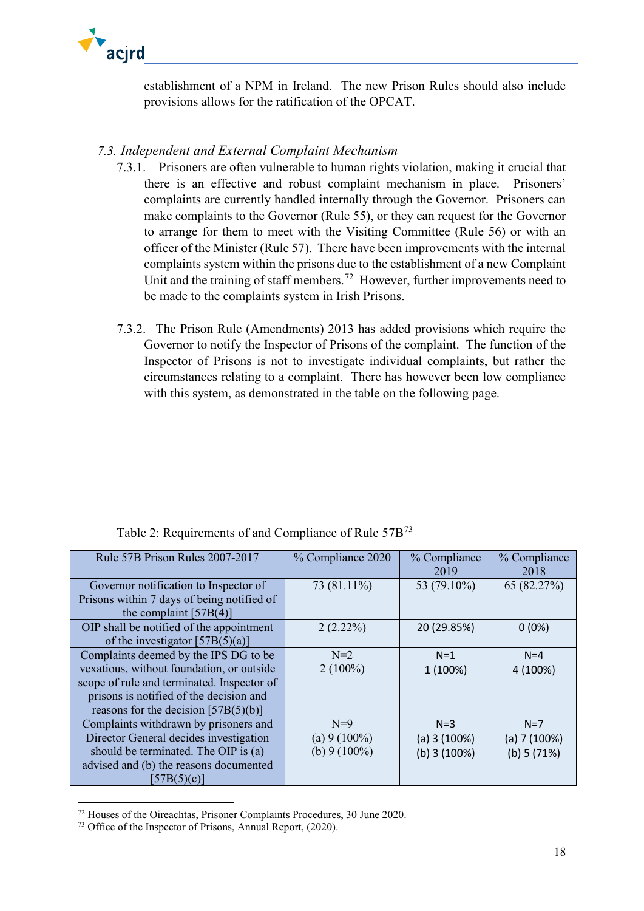establishment of a NPM in Ireland. The new Prison Rules should also include provisions allows for the ratification of the OPCAT.

### *7.3. Independent and External Complaint Mechanism*

7.3.1. Prisoners are often vulnerable to human rights violation, making it crucial that there is an effective and robust complaint mechanism in place. Prisoners' complaints are currently handled internally through the Governor. Prisoners can make complaints to the Governor (Rule 55), or they can request for the Governor to arrange for them to meet with the Visiting Committee (Rule 56) or with an officer of the Minister (Rule 57). There have been improvements with the internal complaints system within the prisons due to the establishment of a new Complaint Unit and the training of staff members.[72] However, further improvements need to be made to the complaints system in Irish Prisons.

7.3.2. The Prison Rule (Amendments) 2013 has added provisions which require the Governor to notify the Inspector of Prisons of the complaint. The function of the Inspector of Prisons is not to investigate individual complaints, but rather the circumstances relating to a complaint. There has however been low compliance with this system, as demonstrated in the table on the following page.

Table 2: Requirements of and Compliance of Rule 57B[73]

| Rule 57B Prison Rules 2007-2017 | % Compliance 2020 | % Compliance 2019 | % Compliance 2018 |
|---|---|---|---|
| Governor notification to Inspector of Prisons within 7 days of being notified of the complaint [57B(4)] | 73 (81.11%) | 53 (79.10%) | 65 (82.27%) |
| OIP shall be notified of the appointment of the investigator [57B(5)(a)] | 2 (2.22%) | 20 (29.85%) | 0 (0%) |
| Complaints deemed by the IPS DG to be vexatious, without foundation, or outside scope of rule and terminated. Inspector of prisons is notified of the decision and reasons for the decision [57B(5)(b)] | N=2<br>2 (100%) | N=1<br>1 (100%) | N=4<br>4 (100%) |
| Complaints withdrawn by prisoners and Director General decides investigation should be terminated. The OIP is (a) advised and (b) the reasons documented [57B(5)(c)] | N=9<br>(a) 9 (100%)<br>(b) 9 (100%) | N=3<br>(a) 3 (100%)<br>(b) 3 (100%) | N=7<br>(a) 7 (100%)<br>(b) 5 (71%) |

[72] Houses of the Oireachtas, Prisoner Complaints Procedures, 30 June 2020.
[73] Office of the Inspector of Prisons, Annual Report, (2020).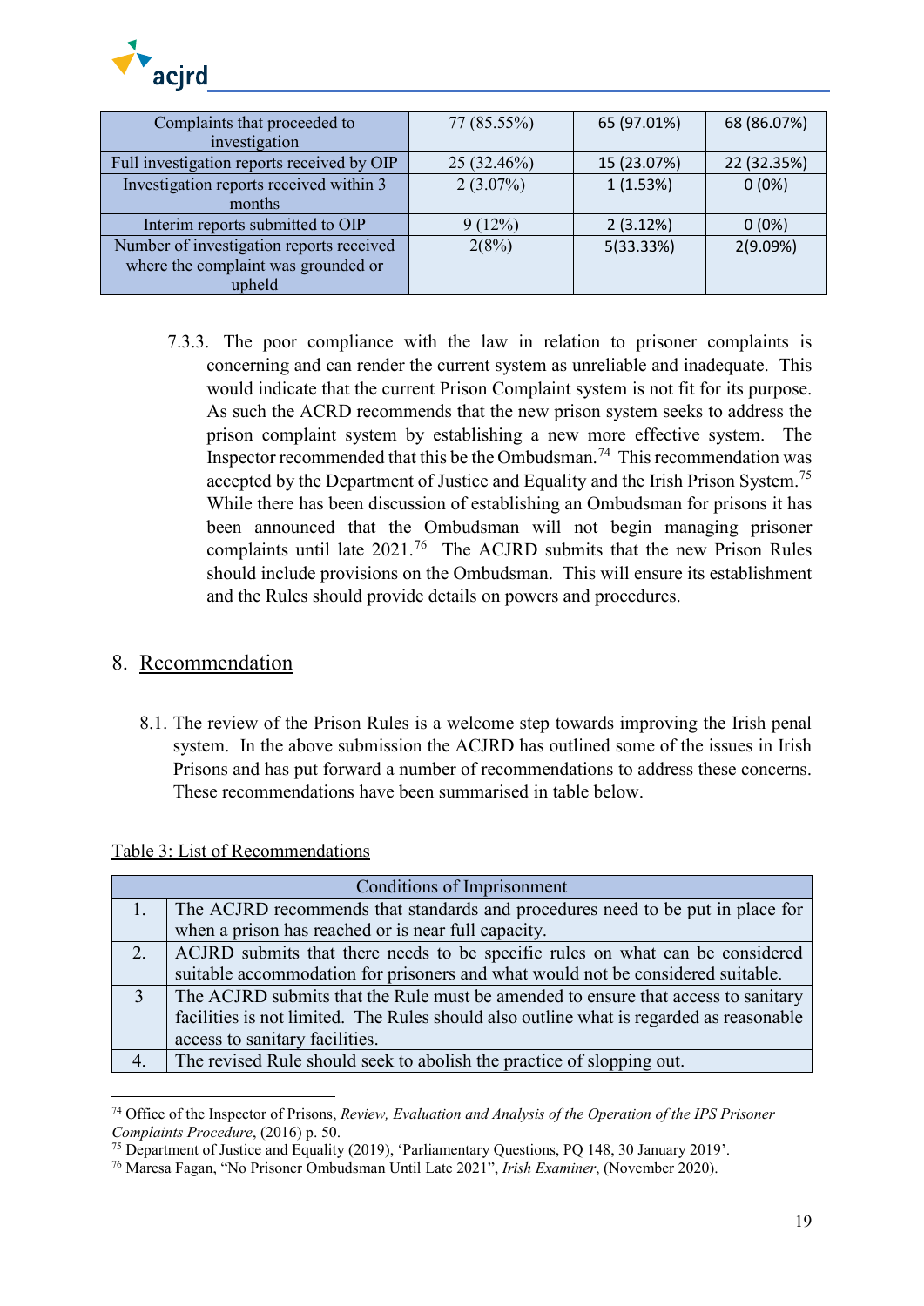| Complaints that proceeded to investigation | 77 (85.55%) | 65 (97.01%) | 68 (86.07%) |
|---|---|---|---|
| Full investigation reports received by OIP | 25 (32.46%) | 15 (23.07%) | 22 (32.35%) |
| Investigation reports received within 3 months | 2 (3.07%) | 1 (1.53%) | 0 (0%) |
| Interim reports submitted to OIP | 9 (12%) | 2 (3.12%) | 0 (0%) |
| Number of investigation reports received where the complaint was grounded or upheld | 2(8%) | 5(33.33%) | 2(9.09%) |

7.3.3. The poor compliance with the law in relation to prisoner complaints is concerning and can render the current system as unreliable and inadequate. This would indicate that the current Prison Complaint system is not fit for its purpose. As such the ACRD recommends that the new prison system seeks to address the prison complaint system by establishing a new more effective system. The Inspector recommended that this be the Ombudsman.[74] This recommendation was accepted by the Department of Justice and Equality and the Irish Prison System.[75] While there has been discussion of establishing an Ombudsman for prisons it has been announced that the Ombudsman will not begin managing prisoner complaints until late 2021.[76] The ACJRD submits that the new Prison Rules should include provisions on the Ombudsman. This will ensure its establishment and the Rules should provide details on powers and procedures.

## 8. Recommendation

8.1. The review of the Prison Rules is a welcome step towards improving the Irish penal system. In the above submission the ACJRD has outlined some of the issues in Irish Prisons and has put forward a number of recommendations to address these concerns. These recommendations have been summarised in table below.

Table 3: List of Recommendations

| Conditions of Imprisonment | |
|---|---|
| 1. | The ACJRD recommends that standards and procedures need to be put in place for when a prison has reached or is near full capacity. |
| 2. | ACJRD submits that there needs to be specific rules on what can be considered suitable accommodation for prisoners and what would not be considered suitable. |
| 3 | The ACJRD submits that the Rule must be amended to ensure that access to sanitary facilities is not limited. The Rules should also outline what is regarded as reasonable access to sanitary facilities. |
| 4. | The revised Rule should seek to abolish the practice of slopping out. |

[74] Office of the Inspector of Prisons, *Review, Evaluation and Analysis of the Operation of the IPS Prisoner Complaints Procedure*, (2016) p. 50.

[75] Department of Justice and Equality (2019), 'Parliamentary Questions, PQ 148, 30 January 2019'.

[76] Maresa Fagan, "No Prisoner Ombudsman Until Late 2021", *Irish Examiner*, (November 2020).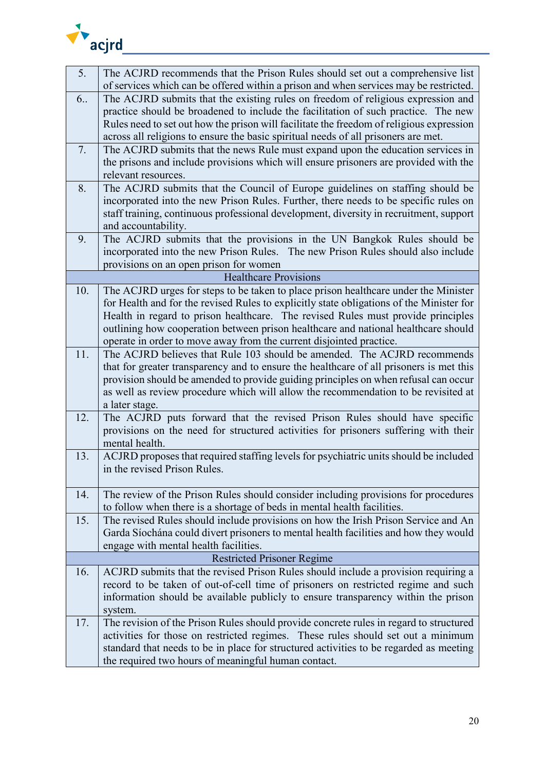| | |
|---|---|
| 5. | The ACJRD recommends that the Prison Rules should set out a comprehensive list of services which can be offered within a prison and when services may be restricted. |
| 6.. | The ACJRD submits that the existing rules on freedom of religious expression and practice should be broadened to include the facilitation of such practice. The new Rules need to set out how the prison will facilitate the freedom of religious expression across all religions to ensure the basic spiritual needs of all prisoners are met. |
| 7. | The ACJRD submits that the news Rule must expand upon the education services in the prisons and include provisions which will ensure prisoners are provided with the relevant resources. |
| 8. | The ACJRD submits that the Council of Europe guidelines on staffing should be incorporated into the new Prison Rules. Further, there needs to be specific rules on staff training, continuous professional development, diversity in recruitment, support and accountability. |
| 9. | The ACJRD submits that the provisions in the UN Bangkok Rules should be incorporated into the new Prison Rules. The new Prison Rules should also include provisions on an open prison for women |
| | **Healthcare Provisions** |
| 10. | The ACJRD urges for steps to be taken to place prison healthcare under the Minister for Health and for the revised Rules to explicitly state obligations of the Minister for Health in regard to prison healthcare. The revised Rules must provide principles outlining how cooperation between prison healthcare and national healthcare should operate in order to move away from the current disjointed practice. |
| 11. | The ACJRD believes that Rule 103 should be amended. The ACJRD recommends that for greater transparency and to ensure the healthcare of all prisoners is met this provision should be amended to provide guiding principles on when refusal can occur as well as review procedure which will allow the recommendation to be revisited at a later stage. |
| 12. | The ACJRD puts forward that the revised Prison Rules should have specific provisions on the need for structured activities for prisoners suffering with their mental health. |
| 13. | ACJRD proposes that required staffing levels for psychiatric units should be included in the revised Prison Rules. |
| 14. | The review of the Prison Rules should consider including provisions for procedures to follow when there is a shortage of beds in mental health facilities. |
| 15. | The revised Rules should include provisions on how the Irish Prison Service and An Garda Síochána could divert prisoners to mental health facilities and how they would engage with mental health facilities. |
| | **Restricted Prisoner Regime** |
| 16. | ACJRD submits that the revised Prison Rules should include a provision requiring a record to be taken of out-of-cell time of prisoners on restricted regime and such information should be available publicly to ensure transparency within the prison system. |
| 17. | The revision of the Prison Rules should provide concrete rules in regard to structured activities for those on restricted regimes. These rules should set out a minimum standard that needs to be in place for structured activities to be regarded as meeting the required two hours of meaningful human contact. |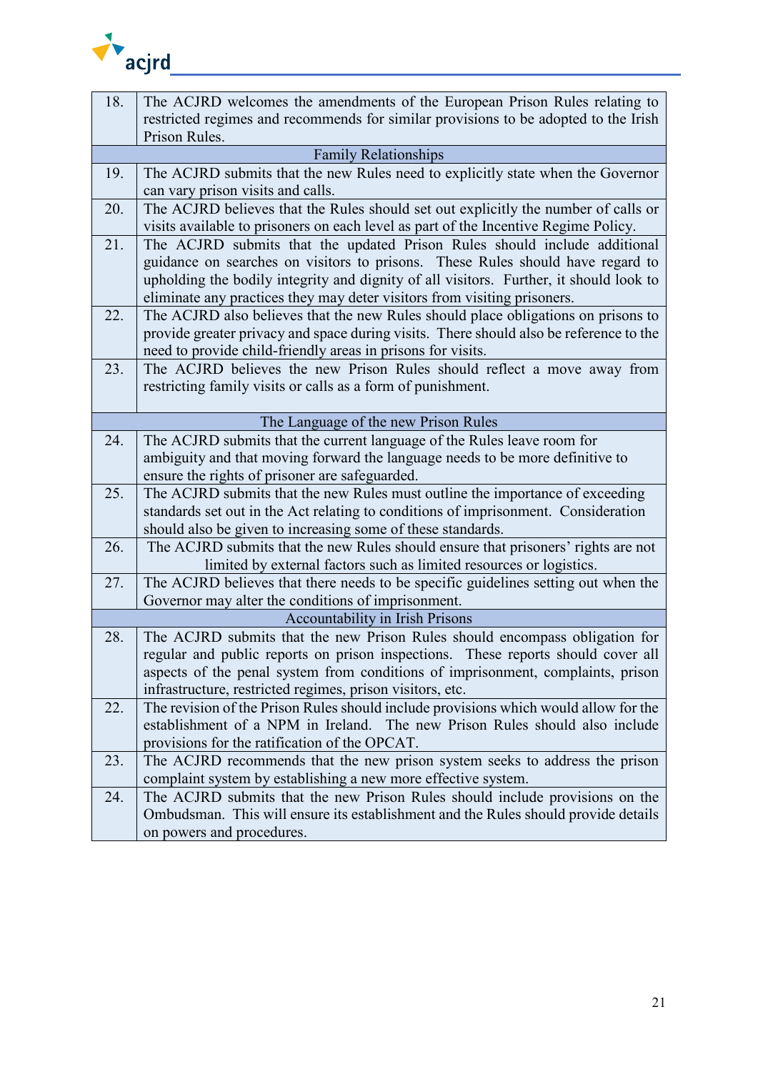| | |
|---|---|
| 18. | The ACJRD welcomes the amendments of the European Prison Rules relating to restricted regimes and recommends for similar provisions to be adopted to the Irish Prison Rules. |
| | Family Relationships |
| 19. | The ACJRD submits that the new Rules need to explicitly state when the Governor can vary prison visits and calls. |
| 20. | The ACJRD believes that the Rules should set out explicitly the number of calls or visits available to prisoners on each level as part of the Incentive Regime Policy. |
| 21. | The ACJRD submits that the updated Prison Rules should include additional guidance on searches on visitors to prisons. These Rules should have regard to upholding the bodily integrity and dignity of all visitors. Further, it should look to eliminate any practices they may deter visitors from visiting prisoners. |
| 22. | The ACJRD also believes that the new Rules should place obligations on prisons to provide greater privacy and space during visits. There should also be reference to the need to provide child-friendly areas in prisons for visits. |
| 23. | The ACJRD believes the new Prison Rules should reflect a move away from restricting family visits or calls as a form of punishment. |
| | The Language of the new Prison Rules |
| 24. | The ACJRD submits that the current language of the Rules leave room for ambiguity and that moving forward the language needs to be more definitive to ensure the rights of prisoner are safeguarded. |
| 25. | The ACJRD submits that the new Rules must outline the importance of exceeding standards set out in the Act relating to conditions of imprisonment. Consideration should also be given to increasing some of these standards. |
| 26. | The ACJRD submits that the new Rules should ensure that prisoners' rights are not limited by external factors such as limited resources or logistics. |
| 27. | The ACJRD believes that there needs to be specific guidelines setting out when the Governor may alter the conditions of imprisonment. |
| | Accountability in Irish Prisons |
| 28. | The ACJRD submits that the new Prison Rules should encompass obligation for regular and public reports on prison inspections. These reports should cover all aspects of the penal system from conditions of imprisonment, complaints, prison infrastructure, restricted regimes, prison visitors, etc. |
| 22. | The revision of the Prison Rules should include provisions which would allow for the establishment of a NPM in Ireland. The new Prison Rules should also include provisions for the ratification of the OPCAT. |
| 23. | The ACJRD recommends that the new prison system seeks to address the prison complaint system by establishing a new more effective system. |
| 24. | The ACJRD submits that the new Prison Rules should include provisions on the Ombudsman. This will ensure its establishment and the Rules should provide details on powers and procedures. |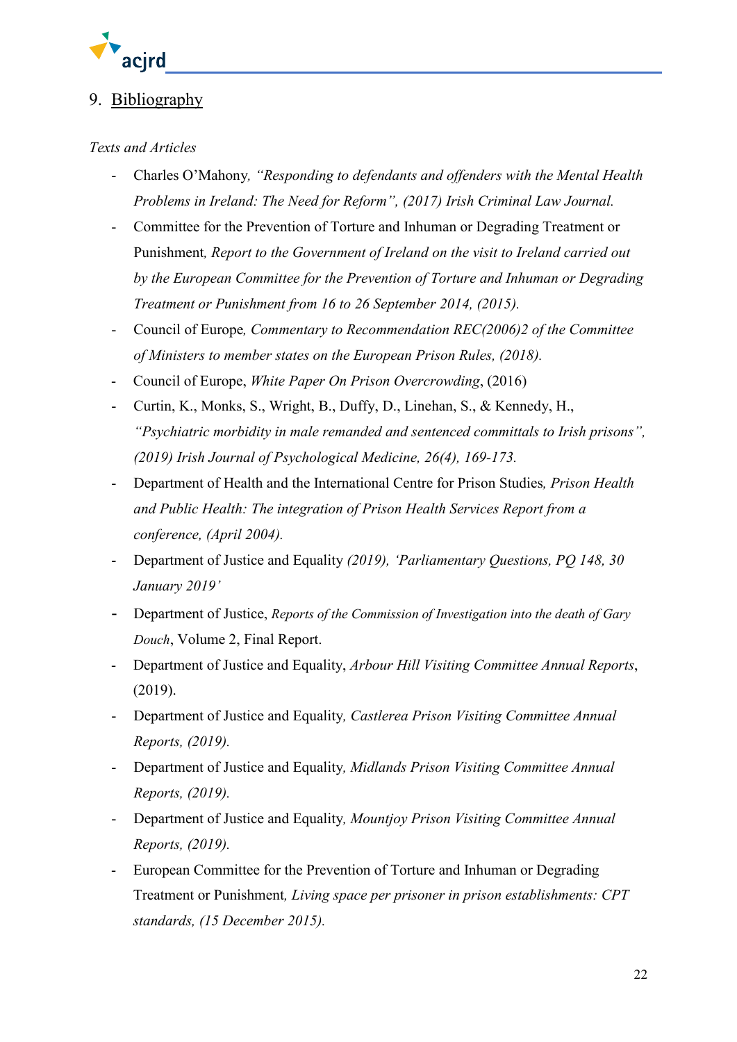## 9. Bibliography

*Texts and Articles*

- Charles O'Mahony*, "Responding to defendants and offenders with the Mental Health Problems in Ireland: The Need for Reform", (2017) Irish Criminal Law Journal.*
- Committee for the Prevention of Torture and Inhuman or Degrading Treatment or Punishment*, Report to the Government of Ireland on the visit to Ireland carried out by the European Committee for the Prevention of Torture and Inhuman or Degrading Treatment or Punishment from 16 to 26 September 2014, (2015).*
- Council of Europe*, Commentary to Recommendation REC(2006)2 of the Committee of Ministers to member states on the European Prison Rules, (2018).*
- Council of Europe, *White Paper On Prison Overcrowding*, (2016)
- Curtin, K., Monks, S., Wright, B., Duffy, D., Linehan, S., & Kennedy, H., *"Psychiatric morbidity in male remanded and sentenced committals to Irish prisons", (2019) Irish Journal of Psychological Medicine, 26(4), 169-173.*
- Department of Health and the International Centre for Prison Studies*, Prison Health and Public Health: The integration of Prison Health Services Report from a conference, (April 2004).*
- Department of Justice and Equality *(2019), 'Parliamentary Questions, PQ 148, 30 January 2019'*
- Department of Justice, *Reports of the Commission of Investigation into the death of Gary Douch*, Volume 2, Final Report.
- Department of Justice and Equality, *Arbour Hill Visiting Committee Annual Reports*, (2019).
- Department of Justice and Equality*, Castlerea Prison Visiting Committee Annual Reports, (2019).*
- Department of Justice and Equality*, Midlands Prison Visiting Committee Annual Reports, (2019).*
- Department of Justice and Equality*, Mountjoy Prison Visiting Committee Annual Reports, (2019).*
- European Committee for the Prevention of Torture and Inhuman or Degrading Treatment or Punishment*, Living space per prisoner in prison establishments: CPT standards, (15 December 2015).*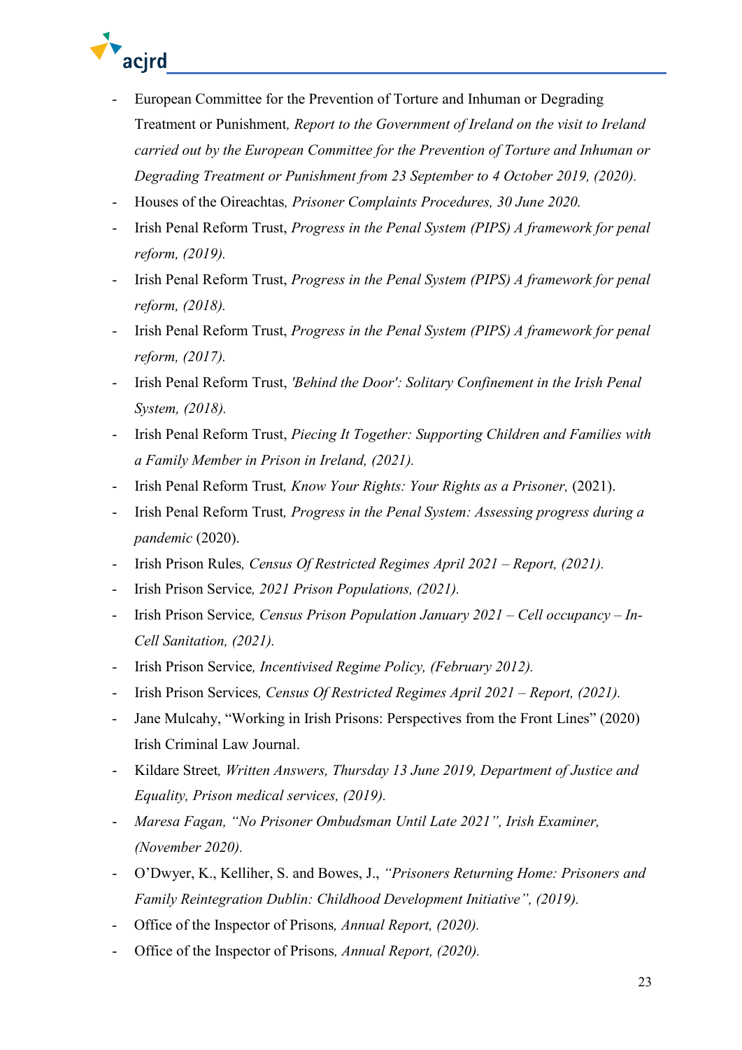- European Committee for the Prevention of Torture and Inhuman or Degrading Treatment or Punishment, *Report to the Government of Ireland on the visit to Ireland carried out by the European Committee for the Prevention of Torture and Inhuman or Degrading Treatment or Punishment from 23 September to 4 October 2019, (2020).*
- Houses of the Oireachtas, *Prisoner Complaints Procedures, 30 June 2020.*
- Irish Penal Reform Trust, *Progress in the Penal System (PIPS) A framework for penal reform, (2019).*
- Irish Penal Reform Trust, *Progress in the Penal System (PIPS) A framework for penal reform, (2018).*
- Irish Penal Reform Trust, *Progress in the Penal System (PIPS) A framework for penal reform, (2017).*
- Irish Penal Reform Trust, *'Behind the Door': Solitary Confinement in the Irish Penal System, (2018).*
- Irish Penal Reform Trust, *Piecing It Together: Supporting Children and Families with a Family Member in Prison in Ireland, (2021).*
- Irish Penal Reform Trust, *Know Your Rights: Your Rights as a Prisoner,* (2021).
- Irish Penal Reform Trust, *Progress in the Penal System: Assessing progress during a pandemic* (2020).
- Irish Prison Rules, *Census Of Restricted Regimes April 2021 – Report, (2021).*
- Irish Prison Service, *2021 Prison Populations, (2021).*
- Irish Prison Service, *Census Prison Population January 2021 – Cell occupancy – In-Cell Sanitation, (2021).*
- Irish Prison Service, *Incentivised Regime Policy, (February 2012).*
- Irish Prison Services, *Census Of Restricted Regimes April 2021 – Report, (2021).*
- Jane Mulcahy, "Working in Irish Prisons: Perspectives from the Front Lines" (2020) Irish Criminal Law Journal.
- Kildare Street, *Written Answers, Thursday 13 June 2019, Department of Justice and Equality, Prison medical services, (2019).*
- *Maresa Fagan, "No Prisoner Ombudsman Until Late 2021", Irish Examiner, (November 2020).*
- O'Dwyer, K., Kelliher, S. and Bowes, J., *"Prisoners Returning Home: Prisoners and Family Reintegration Dublin: Childhood Development Initiative", (2019).*
- Office of the Inspector of Prisons, *Annual Report, (2020).*
- Office of the Inspector of Prisons, *Annual Report, (2020).*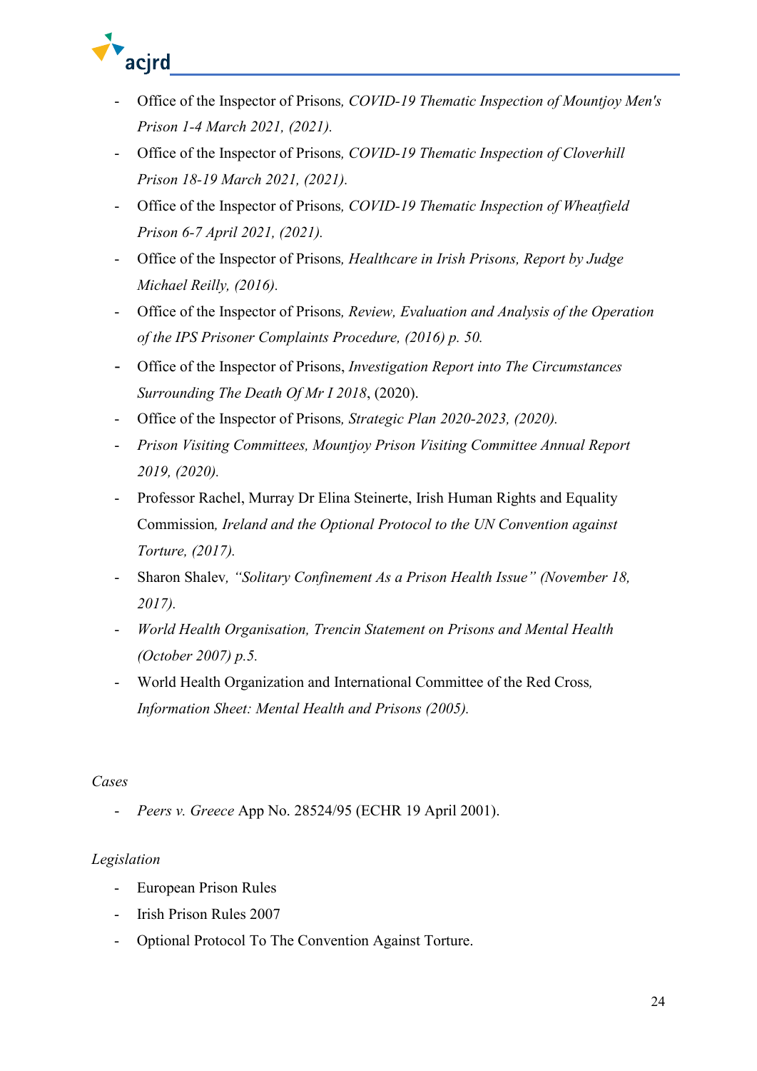- Office of the Inspector of Prisons*, COVID-19 Thematic Inspection of Mountjoy Men's Prison 1-4 March 2021, (2021).*
- Office of the Inspector of Prisons*, COVID-19 Thematic Inspection of Cloverhill Prison 18-19 March 2021, (2021).*
- Office of the Inspector of Prisons*, COVID-19 Thematic Inspection of Wheatfield Prison 6-7 April 2021, (2021).*
- Office of the Inspector of Prisons*, Healthcare in Irish Prisons, Report by Judge Michael Reilly, (2016).*
- Office of the Inspector of Prisons*, Review, Evaluation and Analysis of the Operation of the IPS Prisoner Complaints Procedure, (2016) p. 50.*
- Office of the Inspector of Prisons, *Investigation Report into The Circumstances Surrounding The Death Of Mr I 2018*, (2020).
- Office of the Inspector of Prisons*, Strategic Plan 2020-2023, (2020).*
- *Prison Visiting Committees, Mountjoy Prison Visiting Committee Annual Report 2019, (2020).*
- Professor Rachel, Murray Dr Elina Steinerte, Irish Human Rights and Equality Commission*, Ireland and the Optional Protocol to the UN Convention against Torture, (2017).*
- Sharon Shalev*, "Solitary Confinement As a Prison Health Issue" (November 18, 2017).*
- *World Health Organisation, Trencin Statement on Prisons and Mental Health (October 2007) p.5.*
- World Health Organization and International Committee of the Red Cross*, Information Sheet: Mental Health and Prisons (2005).*

*Cases*

- *Peers v. Greece* App No. 28524/95 (ECHR 19 April 2001).

*Legislation*

- European Prison Rules
- Irish Prison Rules 2007
- Optional Protocol To The Convention Against Torture.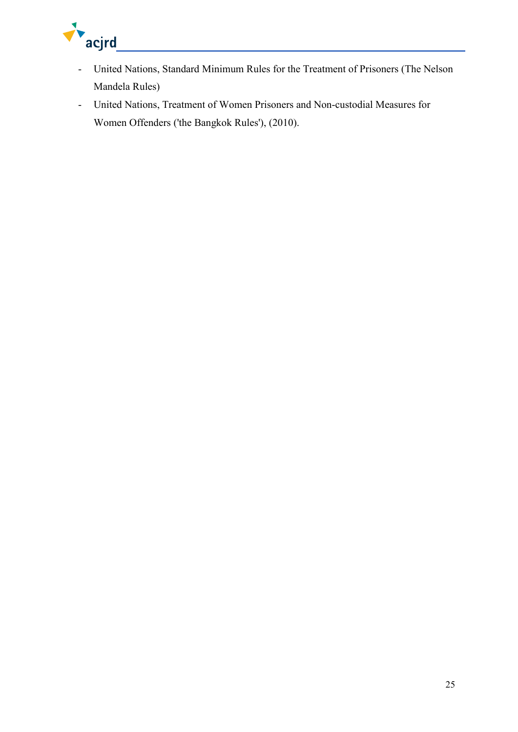- United Nations, Standard Minimum Rules for the Treatment of Prisoners (The Nelson Mandela Rules)
- United Nations, Treatment of Women Prisoners and Non-custodial Measures for Women Offenders ('the Bangkok Rules'), (2010).